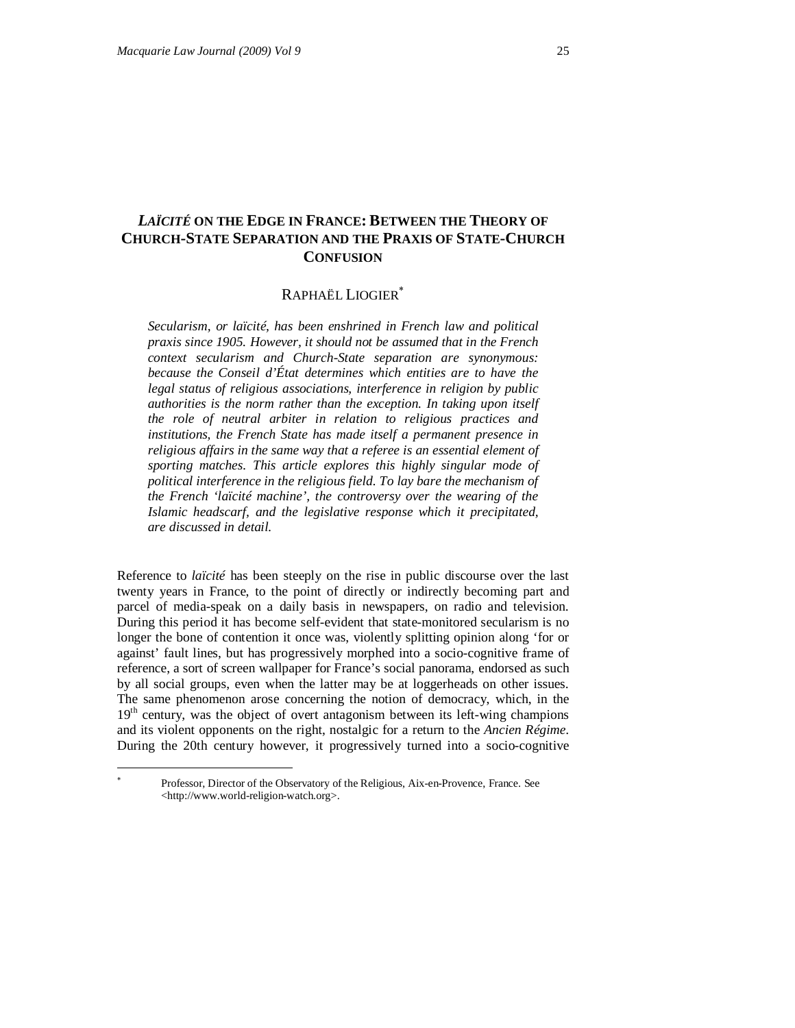# *LAÏCITÉ* ON THE EDGE IN FRANCE: BETWEEN THE THEORY OF CHURCH-STATE SEPARATION AND THE PRAXIS OF STATE-CHURCH CONFUSION

RAPHAËL LIOGIER*

*Secularism, or laïcité, has been enshrined in French law and political praxis since 1905. However, it should not be assumed that in the French context secularism and Church-State separation are synonymous: because the Conseil d'État determines which entities are to have the legal status of religious associations, interference in religion by public authorities is the norm rather than the exception. In taking upon itself the role of neutral arbiter in relation to religious practices and institutions, the French State has made itself a permanent presence in religious affairs in the same way that a referee is an essential element of sporting matches. This article explores this highly singular mode of political interference in the religious field. To lay bare the mechanism of the French 'laïcité machine', the controversy over the wearing of the Islamic headscarf, and the legislative response which it precipitated, are discussed in detail.*

Reference to *laïcité* has been steeply on the rise in public discourse over the last twenty years in France, to the point of directly or indirectly becoming part and parcel of media-speak on a daily basis in newspapers, on radio and television. During this period it has become self-evident that state-monitored secularism is no longer the bone of contention it once was, violently splitting opinion along 'for or against' fault lines, but has progressively morphed into a socio-cognitive frame of reference, a sort of screen wallpaper for France's social panorama, endorsed as such by all social groups, even when the latter may be at loggerheads on other issues. The same phenomenon arose concerning the notion of democracy, which, in the 19th century, was the object of overt antagonism between its left-wing champions and its violent opponents on the right, nostalgic for a return to the *Ancien Régime*. During the 20th century however, it progressively turned into a socio-cognitive

---

\* Professor, Director of the Observatory of the Religious, Aix-en-Provence, France. See <http://www.world-religion-watch.org>.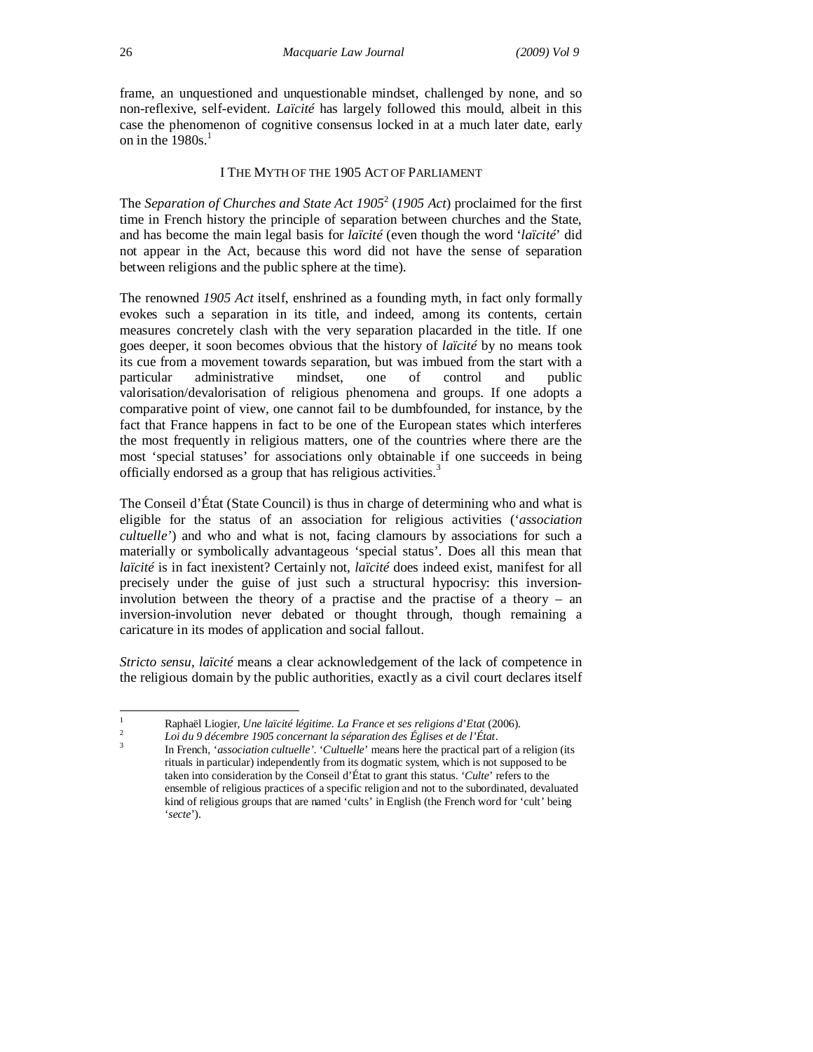frame, an unquestioned and unquestionable mindset, challenged by none, and so non-reflexive, self-evident. *Laïcité* has largely followed this mould, albeit in this case the phenomenon of cognitive consensus locked in at a much later date, early on in the 1980s.[1]

## I THE MYTH OF THE 1905 ACT OF PARLIAMENT

The *Separation of Churches and State Act 1905*[2] (*1905 Act*) proclaimed for the first time in French history the principle of separation between churches and the State, and has become the main legal basis for *laïcité* (even though the word '*laïcité*' did not appear in the Act, because this word did not have the sense of separation between religions and the public sphere at the time).

The renowned *1905 Act* itself, enshrined as a founding myth, in fact only formally evokes such a separation in its title, and indeed, among its contents, certain measures concretely clash with the very separation placarded in the title. If one goes deeper, it soon becomes obvious that the history of *laïcité* by no means took its cue from a movement towards separation, but was imbued from the start with a particular administrative mindset, one of control and public valorisation/devalorisation of religious phenomena and groups. If one adopts a comparative point of view, one cannot fail to be dumbfounded, for instance, by the fact that France happens in fact to be one of the European states which interferes the most frequently in religious matters, one of the countries where there are the most 'special statuses' for associations only obtainable if one succeeds in being officially endorsed as a group that has religious activities.[3]

The Conseil d'État (State Council) is thus in charge of determining who and what is eligible for the status of an association for religious activities ('*association cultuelle*') and who and what is not, facing clamours by associations for such a materially or symbolically advantageous 'special status'. Does all this mean that *laïcité* is in fact inexistent? Certainly not, *laïcité* does indeed exist, manifest for all precisely under the guise of just such a structural hypocrisy: this inversion-involution between the theory of a practise and the practise of a theory – an inversion-involution never debated or thought through, though remaining a caricature in its modes of application and social fallout.

*Stricto sensu*, *laïcité* means a clear acknowledgement of the lack of competence in the religious domain by the public authorities, exactly as a civil court declares itself

---

1. Raphaël Liogier, *Une laïcité légitime. La France et ses religions d'Etat* (2006).
2. *Loi du 9 décembre 1905 concernant la séparation des Églises et de l'État*.
3. In French, '*association cultuelle*'. '*Cultuelle*' means here the practical part of a religion (its rituals in particular) independently from its dogmatic system, which is not supposed to be taken into consideration by the Conseil d'État to grant this status. '*Culte*' refers to the ensemble of religious practices of a specific religion and not to the subordinated, devaluated kind of religious groups that are named 'cults' in English (the French word for 'cult' being '*secte*').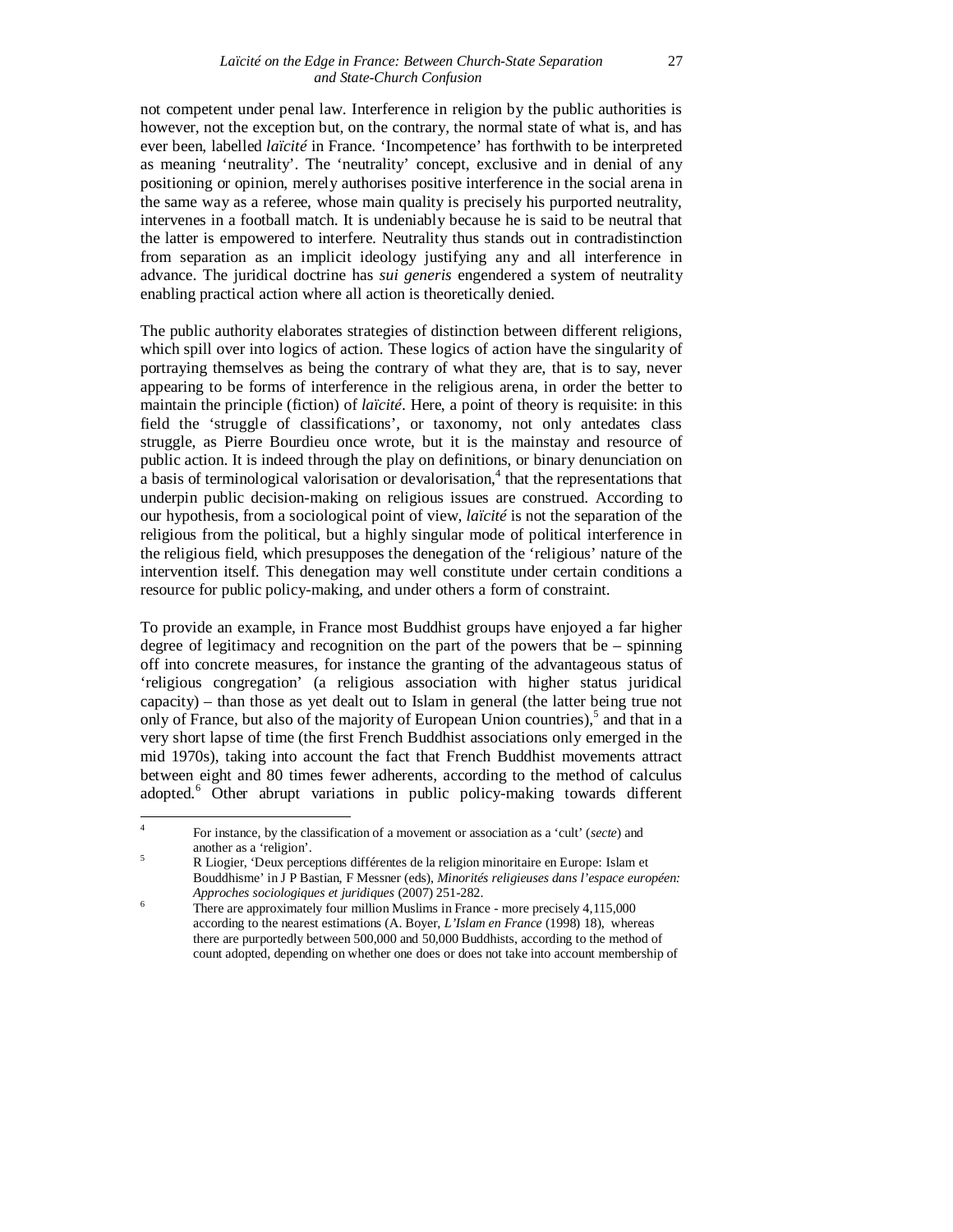not competent under penal law. Interference in religion by the public authorities is however, not the exception but, on the contrary, the normal state of what is, and has ever been, labelled *laïcité* in France. 'Incompetence' has forthwith to be interpreted as meaning 'neutrality'. The 'neutrality' concept, exclusive and in denial of any positioning or opinion, merely authorises positive interference in the social arena in the same way as a referee, whose main quality is precisely his purported neutrality, intervenes in a football match. It is undeniably because he is said to be neutral that the latter is empowered to interfere. Neutrality thus stands out in contradistinction from separation as an implicit ideology justifying any and all interference in advance. The juridical doctrine has *sui generis* engendered a system of neutrality enabling practical action where all action is theoretically denied.

The public authority elaborates strategies of distinction between different religions, which spill over into logics of action. These logics of action have the singularity of portraying themselves as being the contrary of what they are, that is to say, never appearing to be forms of interference in the religious arena, in order the better to maintain the principle (fiction) of *laïcité*. Here, a point of theory is requisite: in this field the 'struggle of classifications', or taxonomy, not only antedates class struggle, as Pierre Bourdieu once wrote, but it is the mainstay and resource of public action. It is indeed through the play on definitions, or binary denunciation on a basis of terminological valorisation or devalorisation,[4] that the representations that underpin public decision-making on religious issues are construed. According to our hypothesis, from a sociological point of view, *laïcité* is not the separation of the religious from the political, but a highly singular mode of political interference in the religious field, which presupposes the denegation of the 'religious' nature of the intervention itself. This denegation may well constitute under certain conditions a resource for public policy-making, and under others a form of constraint.

To provide an example, in France most Buddhist groups have enjoyed a far higher degree of legitimacy and recognition on the part of the powers that be – spinning off into concrete measures, for instance the granting of the advantageous status of 'religious congregation' (a religious association with higher status juridical capacity) – than those as yet dealt out to Islam in general (the latter being true not only of France, but also of the majority of European Union countries),[5] and that in a very short lapse of time (the first French Buddhist associations only emerged in the mid 1970s), taking into account the fact that French Buddhist movements attract between eight and 80 times fewer adherents, according to the method of calculus adopted.[6] Other abrupt variations in public policy-making towards different

---

[4] For instance, by the classification of a movement or association as a 'cult' (*secte*) and another as a 'religion'.

[5] R Liogier, 'Deux perceptions différentes de la religion minoritaire en Europe: Islam et Bouddhisme' in J P Bastian, F Messner (eds), *Minorités religieuses dans l'espace européen: Approches sociologiques et juridiques* (2007) 251-282.

[6] There are approximately four million Muslims in France - more precisely 4,115,000 according to the nearest estimations (A. Boyer, *L'Islam en France* (1998) 18), whereas there are purportedly between 500,000 and 50,000 Buddhists, according to the method of count adopted, depending on whether one does or does not take into account membership of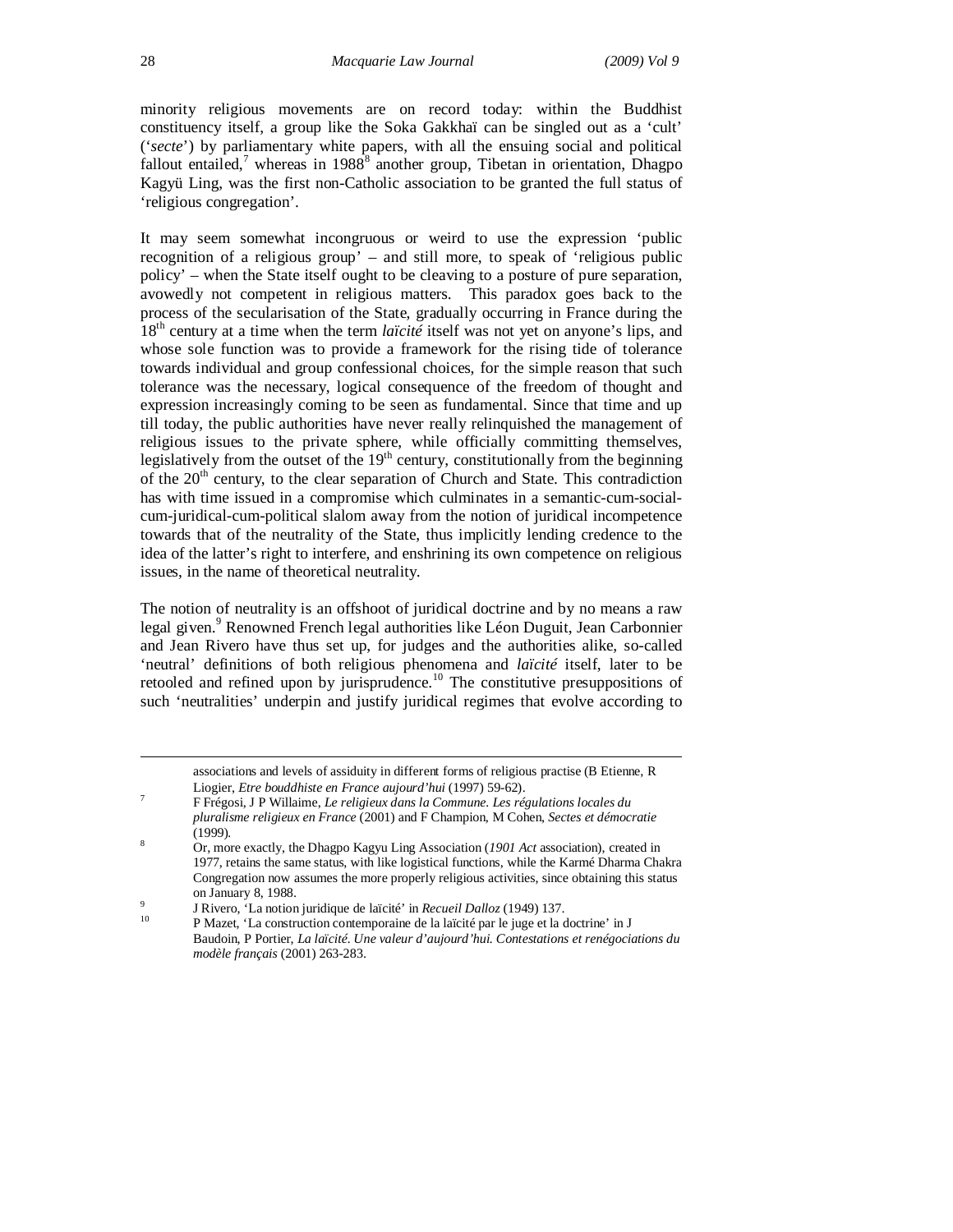minority religious movements are on record today: within the Buddhist constituency itself, a group like the Soka Gakkhaï can be singled out as a 'cult' ('*secte*') by parliamentary white papers, with all the ensuing social and political fallout entailed,[7] whereas in 1988[8] another group, Tibetan in orientation, Dhagpo Kagyü Ling, was the first non-Catholic association to be granted the full status of 'religious congregation'.

It may seem somewhat incongruous or weird to use the expression 'public recognition of a religious group' – and still more, to speak of 'religious public policy' – when the State itself ought to be cleaving to a posture of pure separation, avowedly not competent in religious matters. This paradox goes back to the process of the secularisation of the State, gradually occurring in France during the 18th century at a time when the term *laïcité* itself was not yet on anyone's lips, and whose sole function was to provide a framework for the rising tide of tolerance towards individual and group confessional choices, for the simple reason that such tolerance was the necessary, logical consequence of the freedom of thought and expression increasingly coming to be seen as fundamental. Since that time and up till today, the public authorities have never really relinquished the management of religious issues to the private sphere, while officially committing themselves, legislatively from the outset of the 19th century, constitutionally from the beginning of the 20th century, to the clear separation of Church and State. This contradiction has with time issued in a compromise which culminates in a semantic-cum-social-cum-juridical-cum-political slalom away from the notion of juridical incompetence towards that of the neutrality of the State, thus implicitly lending credence to the idea of the latter's right to interfere, and enshrining its own competence on religious issues, in the name of theoretical neutrality.

The notion of neutrality is an offshoot of juridical doctrine and by no means a raw legal given.[9] Renowned French legal authorities like Léon Duguit, Jean Carbonnier and Jean Rivero have thus set up, for judges and the authorities alike, so-called 'neutral' definitions of both religious phenomena and *laïcité* itself, later to be retooled and refined upon by jurisprudence.[10] The constitutive presuppositions of such 'neutralities' underpin and justify juridical regimes that evolve according to

---

associations and levels of assiduity in different forms of religious practise (B Etienne, R Liogier, *Etre bouddhiste en France aujourd'hui* (1997) 59-62).

[7] F Frégosi, J P Willaime, *Le religieux dans la Commune. Les régulations locales du pluralisme religieux en France* (2001) and F Champion, M Cohen, *Sectes et démocratie* (1999).

[8] Or, more exactly, the Dhagpo Kagyu Ling Association (*1901 Act* association), created in 1977, retains the same status, with like logistical functions, while the Karmé Dharma Chakra Congregation now assumes the more properly religious activities, since obtaining this status on January 8, 1988.

[9] J Rivero, 'La notion juridique de laïcité' in *Recueil Dalloz* (1949) 137.

[10] P Mazet, 'La construction contemporaine de la laïcité par le juge et la doctrine' in J Baudoin, P Portier, *La laïcité. Une valeur d'aujourd'hui. Contestations et renégociations du modèle français* (2001) 263-283.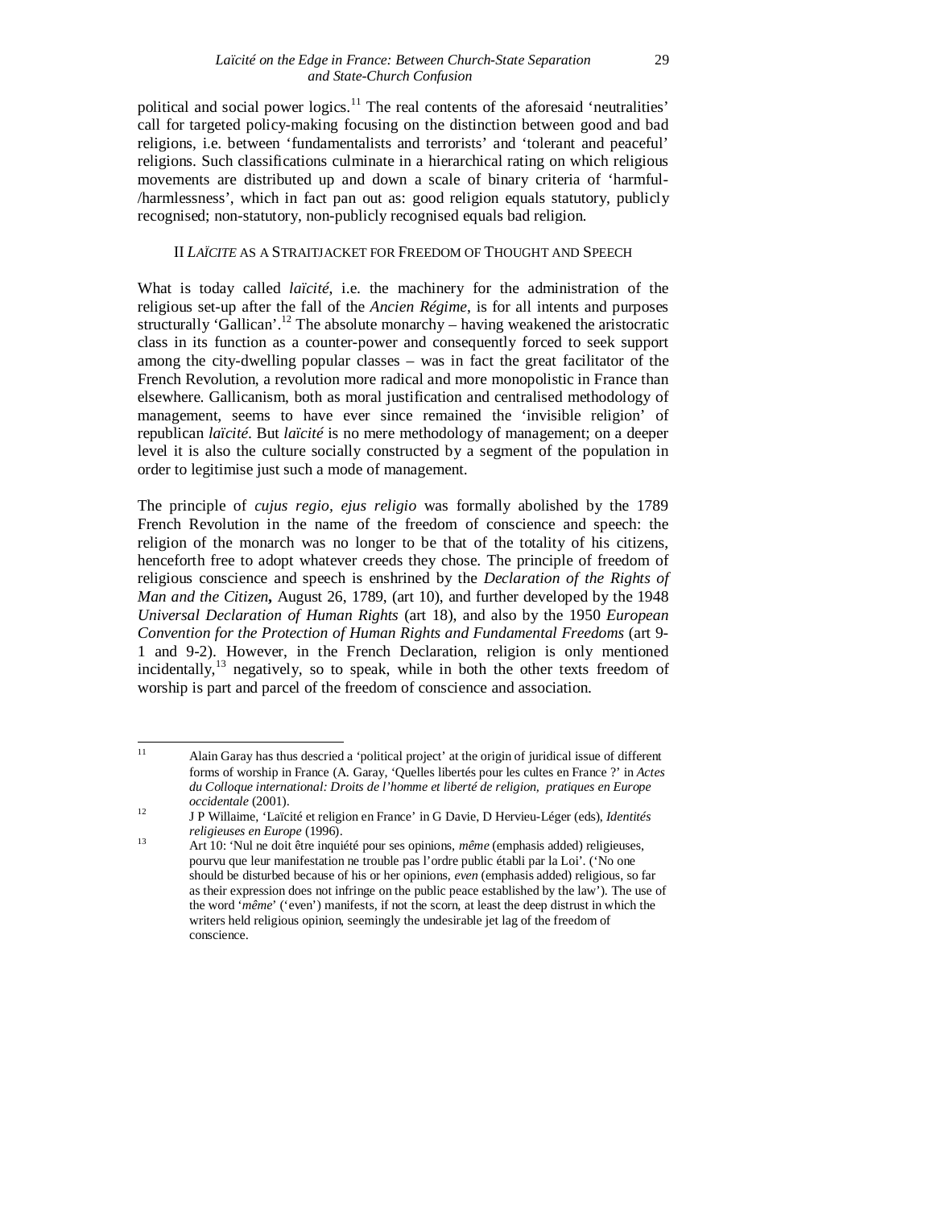political and social power logics.[11] The real contents of the aforesaid 'neutralities' call for targeted policy-making focusing on the distinction between good and bad religions, i.e. between 'fundamentalists and terrorists' and 'tolerant and peaceful' religions. Such classifications culminate in a hierarchical rating on which religious movements are distributed up and down a scale of binary criteria of 'harmful-/harmlessness', which in fact pan out as: good religion equals statutory, publicly recognised; non-statutory, non-publicly recognised equals bad religion.

## II *LAÏCITE* AS A STRAITJACKET FOR FREEDOM OF THOUGHT AND SPEECH

What is today called *laïcité*, i.e. the machinery for the administration of the religious set-up after the fall of the *Ancien Régime*, is for all intents and purposes structurally 'Gallican'.[12] The absolute monarchy – having weakened the aristocratic class in its function as a counter-power and consequently forced to seek support among the city-dwelling popular classes – was in fact the great facilitator of the French Revolution, a revolution more radical and more monopolistic in France than elsewhere. Gallicanism, both as moral justification and centralised methodology of management, seems to have ever since remained the 'invisible religion' of republican *laïcité*. But *laïcité* is no mere methodology of management; on a deeper level it is also the culture socially constructed by a segment of the population in order to legitimise just such a mode of management.

The principle of *cujus regio, ejus religio* was formally abolished by the 1789 French Revolution in the name of the freedom of conscience and speech: the religion of the monarch was no longer to be that of the totality of his citizens, henceforth free to adopt whatever creeds they chose. The principle of freedom of religious conscience and speech is enshrined by the *Declaration of the Rights of Man and the Citizen***,** August 26, 1789, (art 10), and further developed by the 1948 *Universal Declaration of Human Rights* (art 18), and also by the 1950 *European Convention for the Protection of Human Rights and Fundamental Freedoms* (art 9-1 and 9-2). However, in the French Declaration, religion is only mentioned incidentally,[13] negatively, so to speak, while in both the other texts freedom of worship is part and parcel of the freedom of conscience and association.

---

[11] Alain Garay has thus descried a 'political project' at the origin of juridical issue of different forms of worship in France (A. Garay, 'Quelles libertés pour les cultes en France ?' in *Actes du Colloque international: Droits de l'homme et liberté de religion, pratiques en Europe occidentale* (2001).

[12] J P Willaime, 'Laïcité et religion en France' in G Davie, D Hervieu-Léger (eds), *Identités religieuses en Europe* (1996).

[13] Art 10: 'Nul ne doit être inquiété pour ses opinions, *même* (emphasis added) religieuses, pourvu que leur manifestation ne trouble pas l'ordre public établi par la Loi'. ('No one should be disturbed because of his or her opinions, *even* (emphasis added) religious, so far as their expression does not infringe on the public peace established by the law'). The use of the word '*même*' ('even') manifests, if not the scorn, at least the deep distrust in which the writers held religious opinion, seemingly the undesirable jet lag of the freedom of conscience.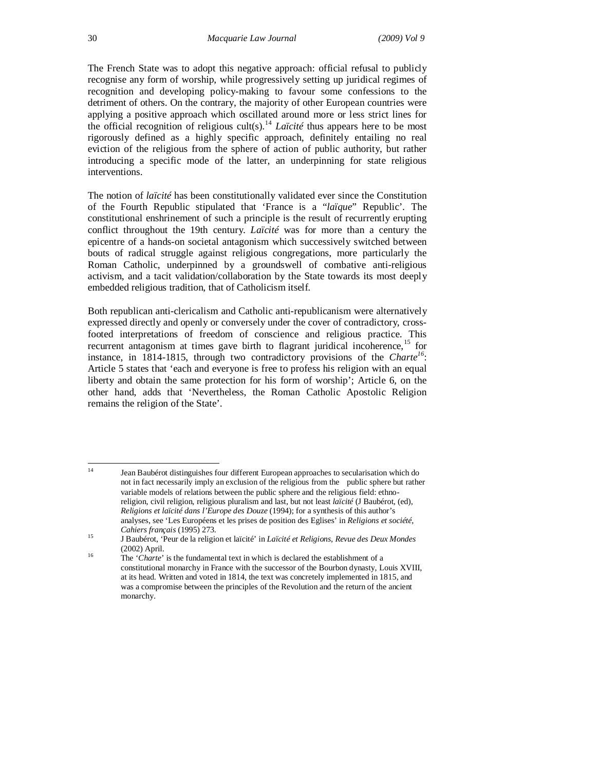The French State was to adopt this negative approach: official refusal to publicly recognise any form of worship, while progressively setting up juridical regimes of recognition and developing policy-making to favour some confessions to the detriment of others. On the contrary, the majority of other European countries were applying a positive approach which oscillated around more or less strict lines for the official recognition of religious cult(s).[14] *Laïcité* thus appears here to be most rigorously defined as a highly specific approach, definitely entailing no real eviction of the religious from the sphere of action of public authority, but rather introducing a specific mode of the latter, an underpinning for state religious interventions.

The notion of *laïcité* has been constitutionally validated ever since the Constitution of the Fourth Republic stipulated that 'France is a "*laïque*" Republic'. The constitutional enshrinement of such a principle is the result of recurrently erupting conflict throughout the 19th century. *Laïcité* was for more than a century the epicentre of a hands-on societal antagonism which successively switched between bouts of radical struggle against religious congregations, more particularly the Roman Catholic, underpinned by a groundswell of combative anti-religious activism, and a tacit validation/collaboration by the State towards its most deeply embedded religious tradition, that of Catholicism itself.

Both republican anti-clericalism and Catholic anti-republicanism were alternatively expressed directly and openly or conversely under the cover of contradictory, cross-footed interpretations of freedom of conscience and religious practice. This recurrent antagonism at times gave birth to flagrant juridical incoherence,[15] for instance, in 1814-1815, through two contradictory provisions of the *Charte*[16]: Article 5 states that 'each and everyone is free to profess his religion with an equal liberty and obtain the same protection for his form of worship'; Article 6, on the other hand, adds that 'Nevertheless, the Roman Catholic Apostolic Religion remains the religion of the State'.

---

[14] Jean Baubérot distinguishes four different European approaches to secularisation which do not in fact necessarily imply an exclusion of the religious from the public sphere but rather variable models of relations between the public sphere and the religious field: ethno-religion, civil religion, religious pluralism and last, but not least *laïcité* (J Baubérot, (ed), *Religions et laïcité dans l'Europe des Douze* (1994); for a synthesis of this author's analyses, see 'Les Européens et les prises de position des Eglises' in *Religions et société*, *Cahiers français* (1995) 273.

[15] J Baubérot, 'Peur de la religion et laïcité' in *Laïcité et Religions, Revue des Deux Mondes* (2002) April.

[16] The '*Charte*' is the fundamental text in which is declared the establishment of a constitutional monarchy in France with the successor of the Bourbon dynasty, Louis XVIII, at its head. Written and voted in 1814, the text was concretely implemented in 1815, and was a compromise between the principles of the Revolution and the return of the ancient monarchy.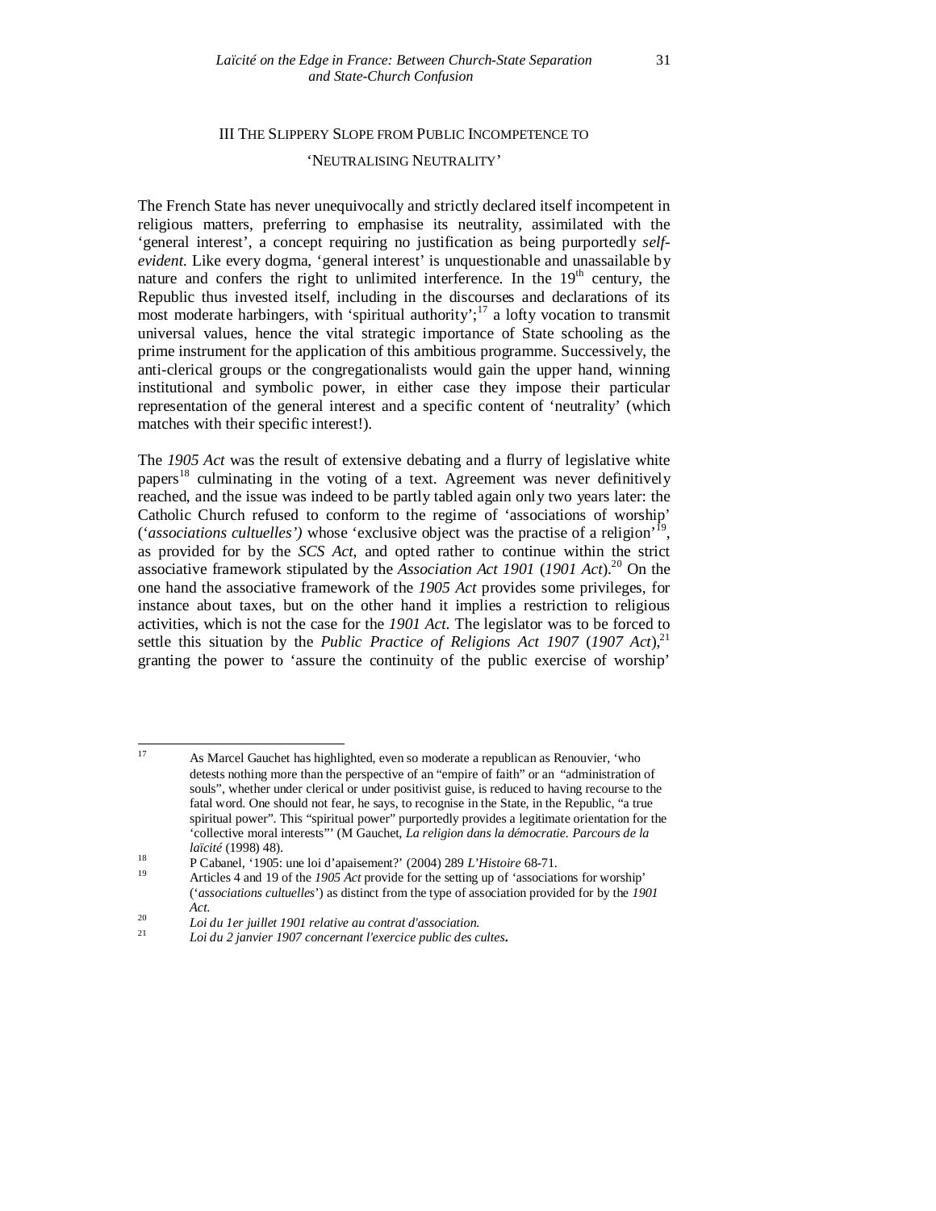## III THE SLIPPERY SLOPE FROM PUBLIC INCOMPETENCE TO 'NEUTRALISING NEUTRALITY'

The French State has never unequivocally and strictly declared itself incompetent in religious matters, preferring to emphasise its neutrality, assimilated with the 'general interest', a concept requiring no justification as being purportedly *self-evident*. Like every dogma, 'general interest' is unquestionable and unassailable by nature and confers the right to unlimited interference. In the 19th century, the Republic thus invested itself, including in the discourses and declarations of its most moderate harbingers, with 'spiritual authority';[17] a lofty vocation to transmit universal values, hence the vital strategic importance of State schooling as the prime instrument for the application of this ambitious programme. Successively, the anti-clerical groups or the congregationalists would gain the upper hand, winning institutional and symbolic power, in either case they impose their particular representation of the general interest and a specific content of 'neutrality' (which matches with their specific interest!).

The *1905 Act* was the result of extensive debating and a flurry of legislative white papers[18] culminating in the voting of a text. Agreement was never definitively reached, and the issue was indeed to be partly tabled again only two years later: the Catholic Church refused to conform to the regime of 'associations of worship' (*'associations cultuelles')* whose 'exclusive object was the practise of a religion'[19], as provided for by the *SCS Act*, and opted rather to continue within the strict associative framework stipulated by the *Association Act 1901* (*1901 Act*).[20] On the one hand the associative framework of the *1905 Act* provides some privileges, for instance about taxes, but on the other hand it implies a restriction to religious activities, which is not the case for the *1901 Act*. The legislator was to be forced to settle this situation by the *Public Practice of Religions Act 1907* (*1907 Act*),[21] granting the power to 'assure the continuity of the public exercise of worship'

---

[17] As Marcel Gauchet has highlighted, even so moderate a republican as Renouvier, 'who detests nothing more than the perspective of an "empire of faith" or an "administration of souls", whether under clerical or under positivist guise, is reduced to having recourse to the fatal word. One should not fear, he says, to recognise in the State, in the Republic, "a true spiritual power". This "spiritual power" purportedly provides a legitimate orientation for the 'collective moral interests"' (M Gauchet, *La religion dans la démocratie. Parcours de la laïcité* (1998) 48).

[18] P Cabanel, '1905: une loi d'apaisement?' (2004) 289 *L'Histoire* 68-71.

[19] Articles 4 and 19 of the *1905 Act* provide for the setting up of 'associations for worship' ('*associations cultuelles*') as distinct from the type of association provided for by the *1901 Act*.

[20] *Loi du 1er juillet 1901 relative au contrat d'association.*

[21] *Loi du 2 janvier 1907 concernant l'exercice public des cultes***.**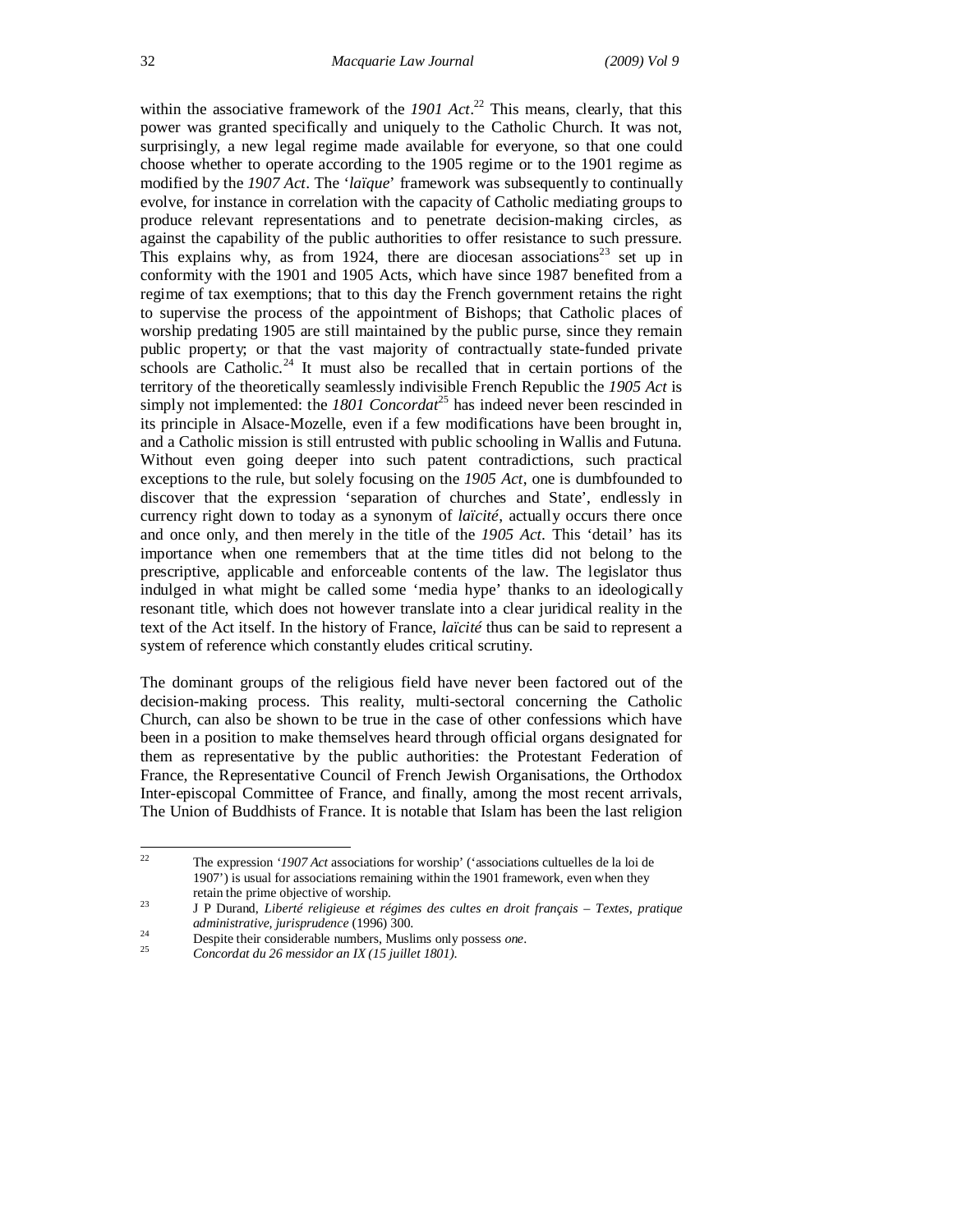within the associative framework of the *1901 Act*.[22] This means, clearly, that this power was granted specifically and uniquely to the Catholic Church. It was not, surprisingly, a new legal regime made available for everyone, so that one could choose whether to operate according to the 1905 regime or to the 1901 regime as modified by the *1907 Act*. The '*laïque*' framework was subsequently to continually evolve, for instance in correlation with the capacity of Catholic mediating groups to produce relevant representations and to penetrate decision-making circles, as against the capability of the public authorities to offer resistance to such pressure. This explains why, as from 1924, there are diocesan associations[23] set up in conformity with the 1901 and 1905 Acts, which have since 1987 benefited from a regime of tax exemptions; that to this day the French government retains the right to supervise the process of the appointment of Bishops; that Catholic places of worship predating 1905 are still maintained by the public purse, since they remain public property; or that the vast majority of contractually state-funded private schools are Catholic.[24] It must also be recalled that in certain portions of the territory of the theoretically seamlessly indivisible French Republic the *1905 Act* is simply not implemented: the *1801 Concordat*[25] has indeed never been rescinded in its principle in Alsace-Mozelle, even if a few modifications have been brought in, and a Catholic mission is still entrusted with public schooling in Wallis and Futuna. Without even going deeper into such patent contradictions, such practical exceptions to the rule, but solely focusing on the *1905 Act*, one is dumbfounded to discover that the expression 'separation of churches and State', endlessly in currency right down to today as a synonym of *laïcité*, actually occurs there once and once only, and then merely in the title of the *1905 Act*. This 'detail' has its importance when one remembers that at the time titles did not belong to the prescriptive, applicable and enforceable contents of the law. The legislator thus indulged in what might be called some 'media hype' thanks to an ideologically resonant title, which does not however translate into a clear juridical reality in the text of the Act itself. In the history of France, *laïcité* thus can be said to represent a system of reference which constantly eludes critical scrutiny.

The dominant groups of the religious field have never been factored out of the decision-making process. This reality, multi-sectoral concerning the Catholic Church, can also be shown to be true in the case of other confessions which have been in a position to make themselves heard through official organs designated for them as representative by the public authorities: the Protestant Federation of France, the Representative Council of French Jewish Organisations, the Orthodox Inter-episcopal Committee of France, and finally, among the most recent arrivals, The Union of Buddhists of France. It is notable that Islam has been the last religion

---

[22] The expression '*1907 Act* associations for worship' ('associations cultuelles de la loi de 1907') is usual for associations remaining within the 1901 framework, even when they retain the prime objective of worship.

[23] J P Durand, *Liberté religieuse et régimes des cultes en droit français – Textes, pratique administrative, jurisprudence* (1996) 300.

[24] Despite their considerable numbers, Muslims only possess *one*.

[25] *Concordat du 26 messidor an IX (15 juillet 1801).*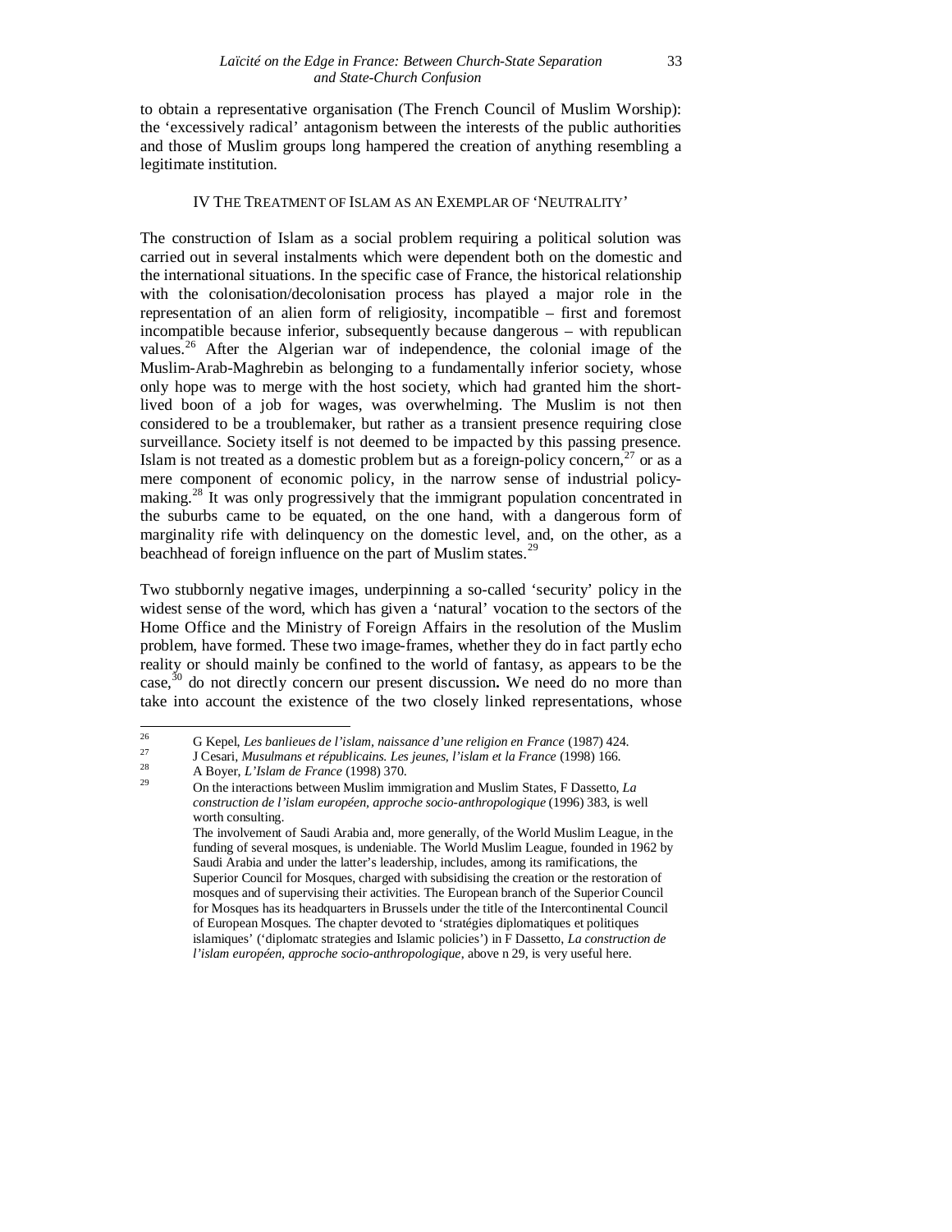to obtain a representative organisation (The French Council of Muslim Worship): the 'excessively radical' antagonism between the interests of the public authorities and those of Muslim groups long hampered the creation of anything resembling a legitimate institution.

## IV THE TREATMENT OF ISLAM AS AN EXEMPLAR OF 'NEUTRALITY'

The construction of Islam as a social problem requiring a political solution was carried out in several instalments which were dependent both on the domestic and the international situations. In the specific case of France, the historical relationship with the colonisation/decolonisation process has played a major role in the representation of an alien form of religiosity, incompatible – first and foremost incompatible because inferior, subsequently because dangerous – with republican values.[26] After the Algerian war of independence, the colonial image of the Muslim-Arab-Maghrebin as belonging to a fundamentally inferior society, whose only hope was to merge with the host society, which had granted him the short-lived boon of a job for wages, was overwhelming. The Muslim is not then considered to be a troublemaker, but rather as a transient presence requiring close surveillance. Society itself is not deemed to be impacted by this passing presence. Islam is not treated as a domestic problem but as a foreign-policy concern,[27] or as a mere component of economic policy, in the narrow sense of industrial policy-making.[28] It was only progressively that the immigrant population concentrated in the suburbs came to be equated, on the one hand, with a dangerous form of marginality rife with delinquency on the domestic level, and, on the other, as a beachhead of foreign influence on the part of Muslim states.[29]

Two stubbornly negative images, underpinning a so-called 'security' policy in the widest sense of the word, which has given a 'natural' vocation to the sectors of the Home Office and the Ministry of Foreign Affairs in the resolution of the Muslim problem, have formed. These two image-frames, whether they do in fact partly echo reality or should mainly be confined to the world of fantasy, as appears to be the case,[30] do not directly concern our present discussion**.** We need do no more than take into account the existence of the two closely linked representations, whose

---

[26] G Kepel, *Les banlieues de l'islam, naissance d'une religion en France* (1987) 424.

[27] J Cesari, *Musulmans et républicains. Les jeunes, l'islam et la France* (1998) 166.

[28] A Boyer, *L'Islam de France* (1998) 370.

[29] On the interactions between Muslim immigration and Muslim States, F Dassetto, *La construction de l'islam européen, approche socio-anthropologique* (1996) 383, is well worth consulting.
The involvement of Saudi Arabia and, more generally, of the World Muslim League, in the funding of several mosques, is undeniable. The World Muslim League, founded in 1962 by Saudi Arabia and under the latter's leadership, includes, among its ramifications, the Superior Council for Mosques, charged with subsidising the creation or the restoration of mosques and of supervising their activities. The European branch of the Superior Council for Mosques has its headquarters in Brussels under the title of the Intercontinental Council of European Mosques. The chapter devoted to 'stratégies diplomatiques et politiques islamiques' ('diplomatc strategies and Islamic policies') in F Dassetto, *La construction de l'islam européen, approche socio-anthropologique*, above n 29, is very useful here.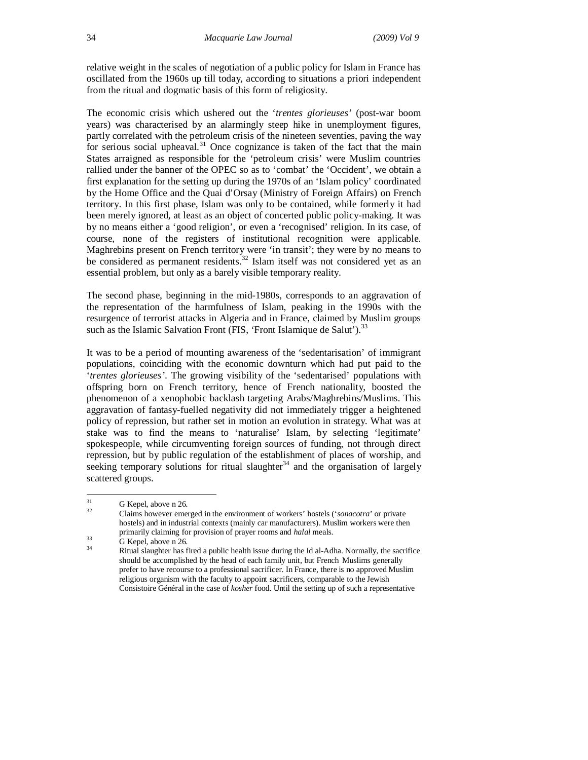relative weight in the scales of negotiation of a public policy for Islam in France has oscillated from the 1960s up till today, according to situations a priori independent from the ritual and dogmatic basis of this form of religiosity.

The economic crisis which ushered out the '*trentes glorieuses*' (post-war boom years) was characterised by an alarmingly steep hike in unemployment figures, partly correlated with the petroleum crisis of the nineteen seventies, paving the way for serious social upheaval.[31] Once cognizance is taken of the fact that the main States arraigned as responsible for the 'petroleum crisis' were Muslim countries rallied under the banner of the OPEC so as to 'combat' the 'Occident', we obtain a first explanation for the setting up during the 1970s of an 'Islam policy' coordinated by the Home Office and the Quai d'Orsay (Ministry of Foreign Affairs) on French territory. In this first phase, Islam was only to be contained, while formerly it had been merely ignored, at least as an object of concerted public policy-making. It was by no means either a 'good religion', or even a 'recognised' religion. In its case, of course, none of the registers of institutional recognition were applicable. Maghrebins present on French territory were 'in transit'; they were by no means to be considered as permanent residents.[32] Islam itself was not considered yet as an essential problem, but only as a barely visible temporary reality.

The second phase, beginning in the mid-1980s, corresponds to an aggravation of the representation of the harmfulness of Islam, peaking in the 1990s with the resurgence of terrorist attacks in Algeria and in France, claimed by Muslim groups such as the Islamic Salvation Front (FIS, 'Front Islamique de Salut').[33]

It was to be a period of mounting awareness of the 'sedentarisation' of immigrant populations, coinciding with the economic downturn which had put paid to the '*trentes glorieuses*'. The growing visibility of the 'sedentarised' populations with offspring born on French territory, hence of French nationality, boosted the phenomenon of a xenophobic backlash targeting Arabs/Maghrebins/Muslims. This aggravation of fantasy-fuelled negativity did not immediately trigger a heightened policy of repression, but rather set in motion an evolution in strategy. What was at stake was to find the means to 'naturalise' Islam, by selecting 'legitimate' spokespeople, while circumventing foreign sources of funding, not through direct repression, but by public regulation of the establishment of places of worship, and seeking temporary solutions for ritual slaughter[34] and the organisation of largely scattered groups.

---

[31] G Kepel, above n 26.

[32] Claims however emerged in the environment of workers' hostels ('*sonacotra*' or private hostels) and in industrial contexts (mainly car manufacturers). Muslim workers were then primarily claiming for provision of prayer rooms and *halal* meals.

[33] G Kepel, above n 26.

[34] Ritual slaughter has fired a public health issue during the Id al-Adha. Normally, the sacrifice should be accomplished by the head of each family unit, but French Muslims generally prefer to have recourse to a professional sacrificer. In France, there is no approved Muslim religious organism with the faculty to appoint sacrificers, comparable to the Jewish Consistoire Général in the case of *kosher* food. Until the setting up of such a representative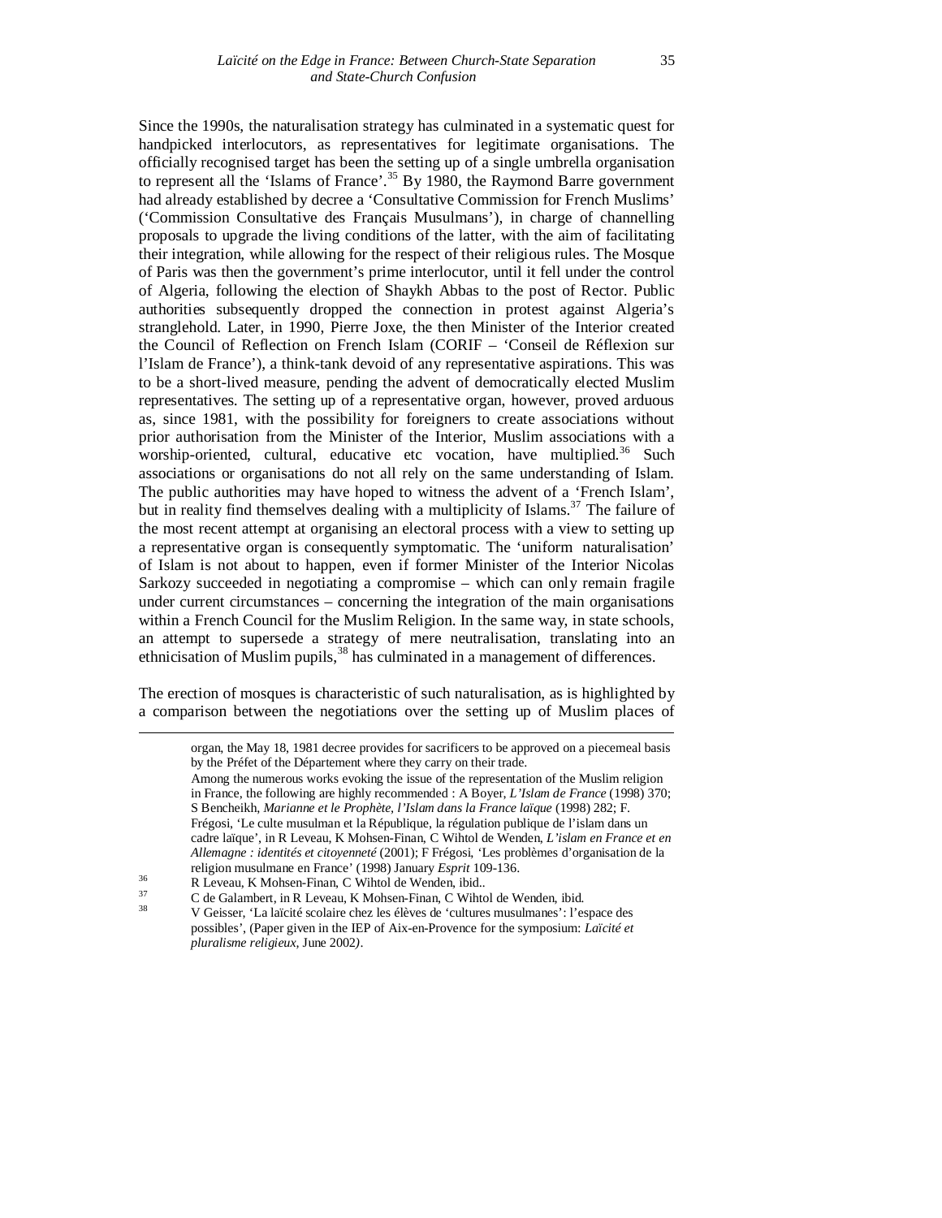Since the 1990s, the naturalisation strategy has culminated in a systematic quest for handpicked interlocutors, as representatives for legitimate organisations. The officially recognised target has been the setting up of a single umbrella organisation to represent all the 'Islams of France'.[35] By 1980, the Raymond Barre government had already established by decree a 'Consultative Commission for French Muslims' ('Commission Consultative des Français Musulmans'), in charge of channelling proposals to upgrade the living conditions of the latter, with the aim of facilitating their integration, while allowing for the respect of their religious rules. The Mosque of Paris was then the government's prime interlocutor, until it fell under the control of Algeria, following the election of Shaykh Abbas to the post of Rector. Public authorities subsequently dropped the connection in protest against Algeria's stranglehold. Later, in 1990, Pierre Joxe, the then Minister of the Interior created the Council of Reflection on French Islam (CORIF – 'Conseil de Réflexion sur l'Islam de France'), a think-tank devoid of any representative aspirations. This was to be a short-lived measure, pending the advent of democratically elected Muslim representatives. The setting up of a representative organ, however, proved arduous as, since 1981, with the possibility for foreigners to create associations without prior authorisation from the Minister of the Interior, Muslim associations with a worship-oriented, cultural, educative etc vocation, have multiplied.[36] Such associations or organisations do not all rely on the same understanding of Islam. The public authorities may have hoped to witness the advent of a 'French Islam', but in reality find themselves dealing with a multiplicity of Islams.[37] The failure of the most recent attempt at organising an electoral process with a view to setting up a representative organ is consequently symptomatic. The 'uniform naturalisation' of Islam is not about to happen, even if former Minister of the Interior Nicolas Sarkozy succeeded in negotiating a compromise – which can only remain fragile under current circumstances – concerning the integration of the main organisations within a French Council for the Muslim Religion. In the same way, in state schools, an attempt to supersede a strategy of mere neutralisation, translating into an ethnicisation of Muslim pupils,[38] has culminated in a management of differences.

The erection of mosques is characteristic of such naturalisation, as is highlighted by a comparison between the negotiations over the setting up of Muslim places of

---

organ, the May 18, 1981 decree provides for sacrificers to be approved on a piecemeal basis by the Préfet of the Département where they carry on their trade.

Among the numerous works evoking the issue of the representation of the Muslim religion in France, the following are highly recommended : A Boyer, *L'Islam de France* (1998) 370; S Bencheikh, *Marianne et le Prophète, l'Islam dans la France laïque* (1998) 282; F. Frégosi, 'Le culte musulman et la République, la régulation publique de l'islam dans un cadre laïque', in R Leveau, K Mohsen-Finan, C Wihtol de Wenden, *L'islam en France et en Allemagne : identités et citoyenneté* (2001); F Frégosi, 'Les problèmes d'organisation de la religion musulmane en France' (1998) January *Esprit* 109-136.

[36] R Leveau, K Mohsen-Finan, C Wihtol de Wenden, ibid..

[37] C de Galambert, in R Leveau, K Mohsen-Finan, C Wihtol de Wenden, ibid.

[38] V Geisser, 'La laïcité scolaire chez les élèves de 'cultures musulmanes': l'espace des possibles', (Paper given in the IEP of Aix-en-Provence for the symposium: *Laïcité et pluralisme religieux,* June 2002*)*.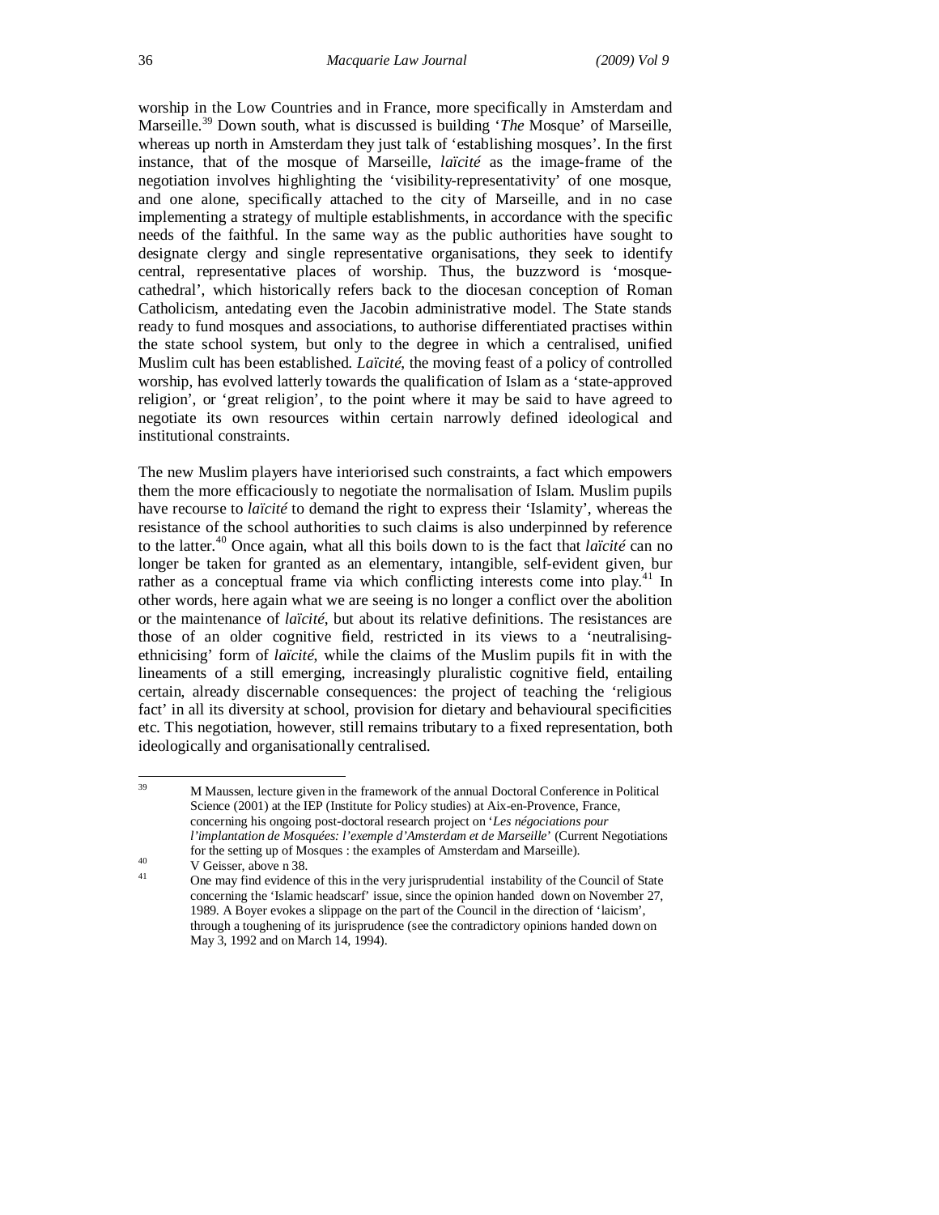worship in the Low Countries and in France, more specifically in Amsterdam and Marseille.[39] Down south, what is discussed is building '*The* Mosque' of Marseille, whereas up north in Amsterdam they just talk of 'establishing mosques'. In the first instance, that of the mosque of Marseille, *laïcité* as the image-frame of the negotiation involves highlighting the 'visibility-representativity' of one mosque, and one alone, specifically attached to the city of Marseille, and in no case implementing a strategy of multiple establishments, in accordance with the specific needs of the faithful. In the same way as the public authorities have sought to designate clergy and single representative organisations, they seek to identify central, representative places of worship. Thus, the buzzword is 'mosque-cathedral', which historically refers back to the diocesan conception of Roman Catholicism, antedating even the Jacobin administrative model. The State stands ready to fund mosques and associations, to authorise differentiated practises within the state school system, but only to the degree in which a centralised, unified Muslim cult has been established. *Laïcité*, the moving feast of a policy of controlled worship, has evolved latterly towards the qualification of Islam as a 'state-approved religion', or 'great religion', to the point where it may be said to have agreed to negotiate its own resources within certain narrowly defined ideological and institutional constraints.

The new Muslim players have interiorised such constraints, a fact which empowers them the more efficaciously to negotiate the normalisation of Islam. Muslim pupils have recourse to *laïcité* to demand the right to express their 'Islamity', whereas the resistance of the school authorities to such claims is also underpinned by reference to the latter.[40] Once again, what all this boils down to is the fact that *laïcité* can no longer be taken for granted as an elementary, intangible, self-evident given, bur rather as a conceptual frame via which conflicting interests come into play.[41] In other words, here again what we are seeing is no longer a conflict over the abolition or the maintenance of *laïcité*, but about its relative definitions. The resistances are those of an older cognitive field, restricted in its views to a 'neutralising-ethnicising' form of *laïcité*, while the claims of the Muslim pupils fit in with the lineaments of a still emerging, increasingly pluralistic cognitive field, entailing certain, already discernable consequences: the project of teaching the 'religious fact' in all its diversity at school, provision for dietary and behavioural specificities etc. This negotiation, however, still remains tributary to a fixed representation, both ideologically and organisationally centralised.

---

[39] M Maussen, lecture given in the framework of the annual Doctoral Conference in Political Science (2001) at the IEP (Institute for Policy studies) at Aix-en-Provence, France, concerning his ongoing post-doctoral research project on '*Les négociations pour l'implantation de Mosquées: l'exemple d'Amsterdam et de Marseille*' (Current Negotiations for the setting up of Mosques : the examples of Amsterdam and Marseille).

[40] V Geisser, above n 38.

[41] One may find evidence of this in the very jurisprudential instability of the Council of State concerning the 'Islamic headscarf' issue, since the opinion handed down on November 27, 1989. A Boyer evokes a slippage on the part of the Council in the direction of 'laicism', through a toughening of its jurisprudence (see the contradictory opinions handed down on May 3, 1992 and on March 14, 1994).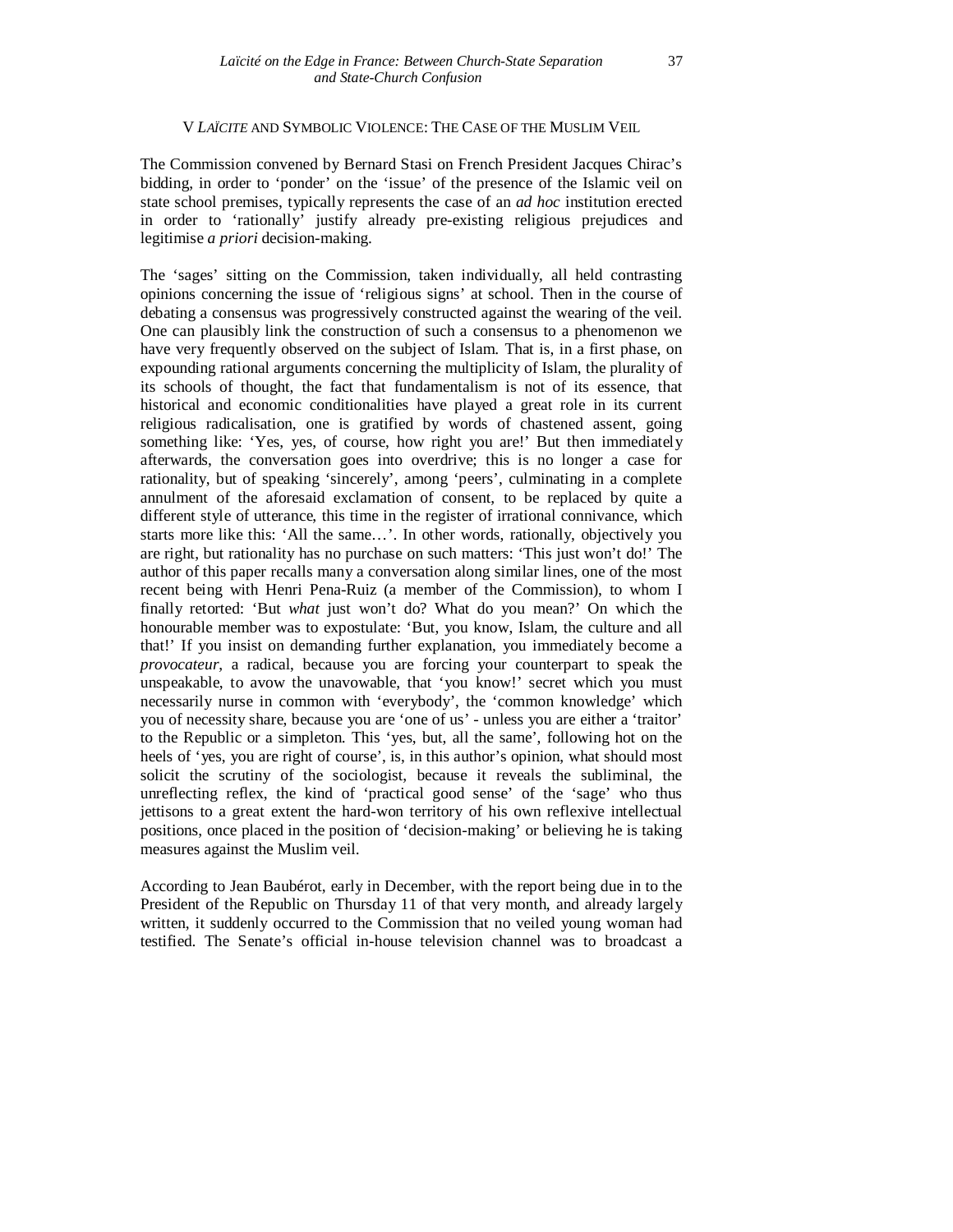## V *LAÏCITE* AND SYMBOLIC VIOLENCE: THE CASE OF THE MUSLIM VEIL

The Commission convened by Bernard Stasi on French President Jacques Chirac's bidding, in order to 'ponder' on the 'issue' of the presence of the Islamic veil on state school premises, typically represents the case of an *ad hoc* institution erected in order to 'rationally' justify already pre-existing religious prejudices and legitimise *a priori* decision-making.

The 'sages' sitting on the Commission, taken individually, all held contrasting opinions concerning the issue of 'religious signs' at school. Then in the course of debating a consensus was progressively constructed against the wearing of the veil. One can plausibly link the construction of such a consensus to a phenomenon we have very frequently observed on the subject of Islam. That is, in a first phase, on expounding rational arguments concerning the multiplicity of Islam, the plurality of its schools of thought, the fact that fundamentalism is not of its essence, that historical and economic conditionalities have played a great role in its current religious radicalisation, one is gratified by words of chastened assent, going something like: 'Yes, yes, of course, how right you are!' But then immediately afterwards, the conversation goes into overdrive; this is no longer a case for rationality, but of speaking 'sincerely', among 'peers', culminating in a complete annulment of the aforesaid exclamation of consent, to be replaced by quite a different style of utterance, this time in the register of irrational connivance, which starts more like this: 'All the same…'. In other words, rationally, objectively you are right, but rationality has no purchase on such matters: 'This just won't do!' The author of this paper recalls many a conversation along similar lines, one of the most recent being with Henri Pena-Ruiz (a member of the Commission), to whom I finally retorted: 'But *what* just won't do? What do you mean?' On which the honourable member was to expostulate: 'But, you know, Islam, the culture and all that!' If you insist on demanding further explanation, you immediately become a *provocateur*, a radical, because you are forcing your counterpart to speak the unspeakable, to avow the unavowable, that 'you know!' secret which you must necessarily nurse in common with 'everybody', the 'common knowledge' which you of necessity share, because you are 'one of us' - unless you are either a 'traitor' to the Republic or a simpleton. This 'yes, but, all the same', following hot on the heels of 'yes, you are right of course', is, in this author's opinion, what should most solicit the scrutiny of the sociologist, because it reveals the subliminal, the unreflecting reflex, the kind of 'practical good sense' of the 'sage' who thus jettisons to a great extent the hard-won territory of his own reflexive intellectual positions, once placed in the position of 'decision-making' or believing he is taking measures against the Muslim veil.

According to Jean Baubérot, early in December, with the report being due in to the President of the Republic on Thursday 11 of that very month, and already largely written, it suddenly occurred to the Commission that no veiled young woman had testified. The Senate's official in-house television channel was to broadcast a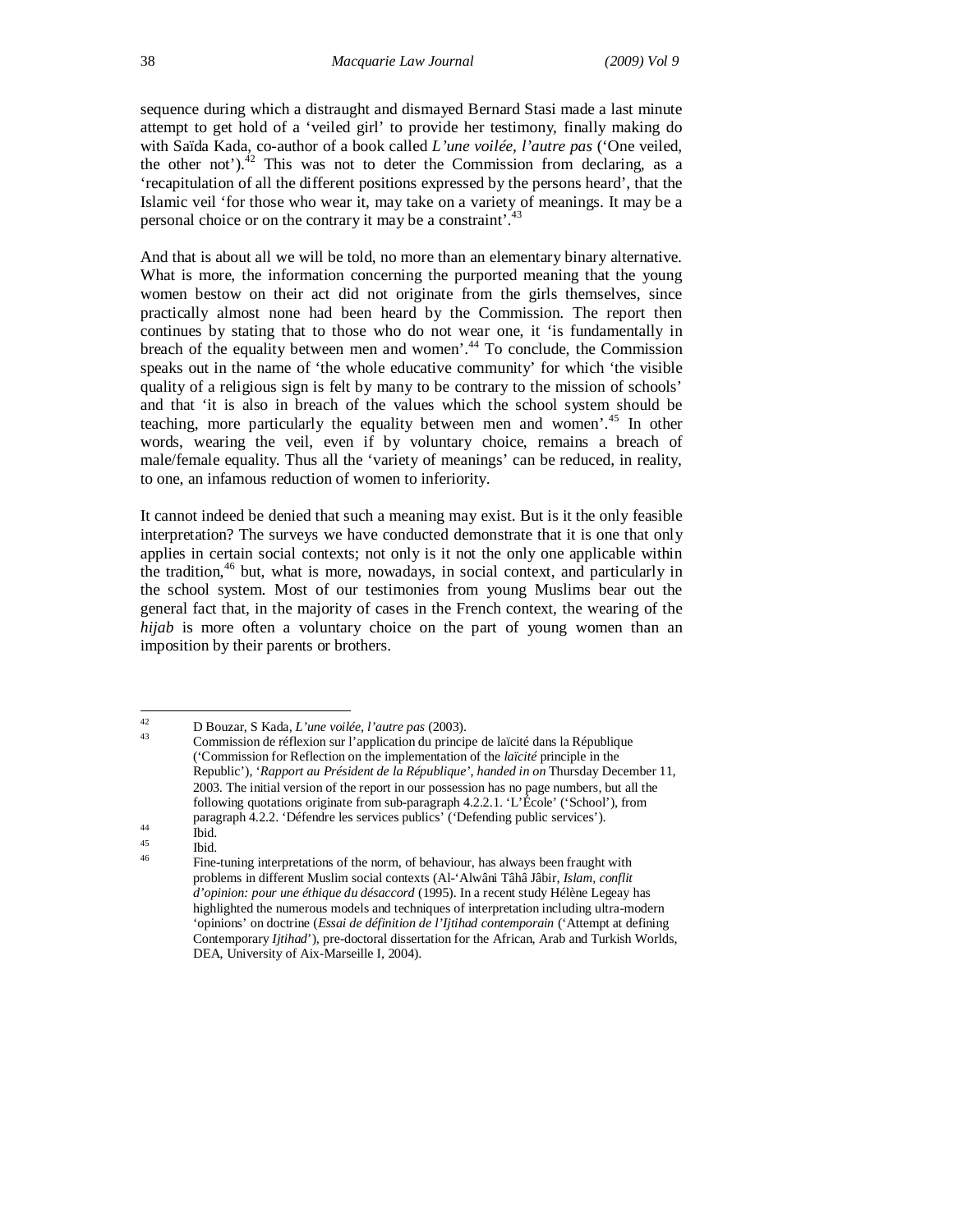sequence during which a distraught and dismayed Bernard Stasi made a last minute attempt to get hold of a 'veiled girl' to provide her testimony, finally making do with Saïda Kada, co-author of a book called *L'une voilée, l'autre pas* ('One veiled, the other not').[42] This was not to deter the Commission from declaring, as a 'recapitulation of all the different positions expressed by the persons heard', that the Islamic veil 'for those who wear it, may take on a variety of meanings. It may be a personal choice or on the contrary it may be a constraint'.[43]

And that is about all we will be told, no more than an elementary binary alternative. What is more, the information concerning the purported meaning that the young women bestow on their act did not originate from the girls themselves, since practically almost none had been heard by the Commission. The report then continues by stating that to those who do not wear one, it 'is fundamentally in breach of the equality between men and women'.[44] To conclude, the Commission speaks out in the name of 'the whole educative community' for which 'the visible quality of a religious sign is felt by many to be contrary to the mission of schools' and that 'it is also in breach of the values which the school system should be teaching, more particularly the equality between men and women'.[45] In other words, wearing the veil, even if by voluntary choice, remains a breach of male/female equality. Thus all the 'variety of meanings' can be reduced, in reality, to one, an infamous reduction of women to inferiority.

It cannot indeed be denied that such a meaning may exist. But is it the only feasible interpretation? The surveys we have conducted demonstrate that it is one that only applies in certain social contexts; not only is it not the only one applicable within the tradition,[46] but, what is more, nowadays, in social context, and particularly in the school system. Most of our testimonies from young Muslims bear out the general fact that, in the majority of cases in the French context, the wearing of the *hijab* is more often a voluntary choice on the part of young women than an imposition by their parents or brothers.

---

[42] D Bouzar, S Kada, *L'une voilée, l'autre pas* (2003).

[43] Commission de réflexion sur l'application du principe de laïcité dans la République ('Commission for Reflection on the implementation of the *laïcité* principle in the Republic'), '*Rapport au Président de la République', handed in on* Thursday December 11, 2003. The initial version of the report in our possession has no page numbers, but all the following quotations originate from sub-paragraph 4.2.2.1. 'L'École' ('School'), from paragraph 4.2.2. 'Défendre les services publics' ('Defending public services').

[44] Ibid.

[45] Ibid.

[46] Fine-tuning interpretations of the norm, of behaviour, has always been fraught with problems in different Muslim social contexts (Al-'Alwâni Tâhâ Jâbir, *Islam, conflit d'opinion: pour une éthique du désaccord* (1995). In a recent study Hélène Legeay has highlighted the numerous models and techniques of interpretation including ultra-modern 'opinions' on doctrine (*Essai de définition de l'Ijtihad contemporain* ('Attempt at defining Contemporary *Ijtihad*'), pre-doctoral dissertation for the African, Arab and Turkish Worlds, DEA, University of Aix-Marseille I, 2004).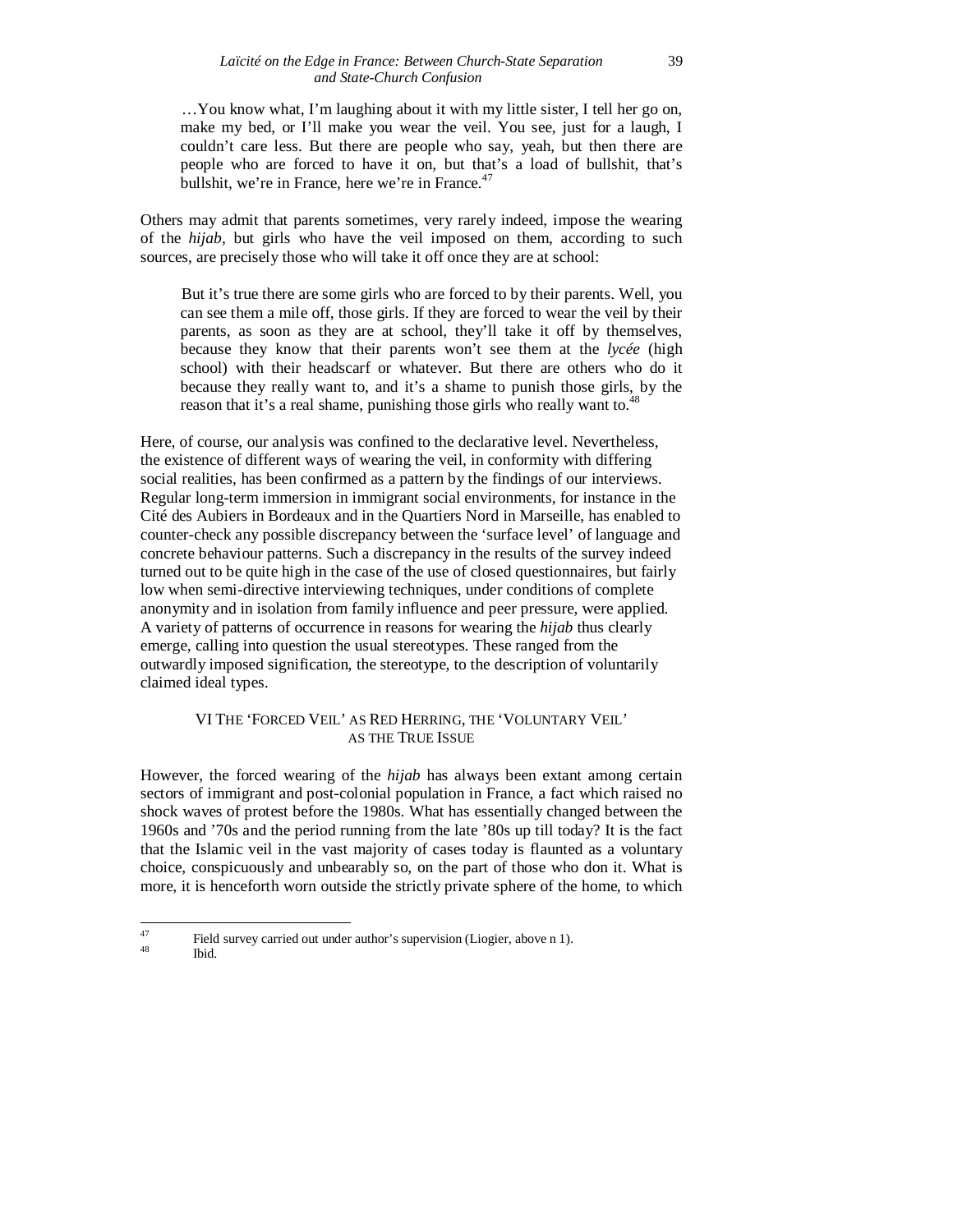> …You know what, I'm laughing about it with my little sister, I tell her go on, make my bed, or I'll make you wear the veil. You see, just for a laugh, I couldn't care less. But there are people who say, yeah, but then there are people who are forced to have it on, but that's a load of bullshit, that's bullshit, we're in France, here we're in France.[47]

Others may admit that parents sometimes, very rarely indeed, impose the wearing of the *hijab*, but girls who have the veil imposed on them, according to such sources, are precisely those who will take it off once they are at school:

> But it's true there are some girls who are forced to by their parents. Well, you can see them a mile off, those girls. If they are forced to wear the veil by their parents, as soon as they are at school, they'll take it off by themselves, because they know that their parents won't see them at the *lycée* (high school) with their headscarf or whatever. But there are others who do it because they really want to, and it's a shame to punish those girls, by the reason that it's a real shame, punishing those girls who really want to.[48]

Here, of course, our analysis was confined to the declarative level. Nevertheless, the existence of different ways of wearing the veil, in conformity with differing social realities, has been confirmed as a pattern by the findings of our interviews. Regular long-term immersion in immigrant social environments, for instance in the Cité des Aubiers in Bordeaux and in the Quartiers Nord in Marseille, has enabled to counter-check any possible discrepancy between the 'surface level' of language and concrete behaviour patterns. Such a discrepancy in the results of the survey indeed turned out to be quite high in the case of the use of closed questionnaires, but fairly low when semi-directive interviewing techniques, under conditions of complete anonymity and in isolation from family influence and peer pressure, were applied. A variety of patterns of occurrence in reasons for wearing the *hijab* thus clearly emerge, calling into question the usual stereotypes. These ranged from the outwardly imposed signification, the stereotype, to the description of voluntarily claimed ideal types.

## VI The 'Forced Veil' as Red Herring, the 'Voluntary Veil' as the True Issue

However, the forced wearing of the *hijab* has always been extant among certain sectors of immigrant and post-colonial population in France, a fact which raised no shock waves of protest before the 1980s. What has essentially changed between the 1960s and '70s and the period running from the late '80s up till today? It is the fact that the Islamic veil in the vast majority of cases today is flaunted as a voluntary choice, conspicuously and unbearably so, on the part of those who don it. What is more, it is henceforth worn outside the strictly private sphere of the home, to which

[47] Field survey carried out under author's supervision (Liogier, above n 1).

[48] Ibid.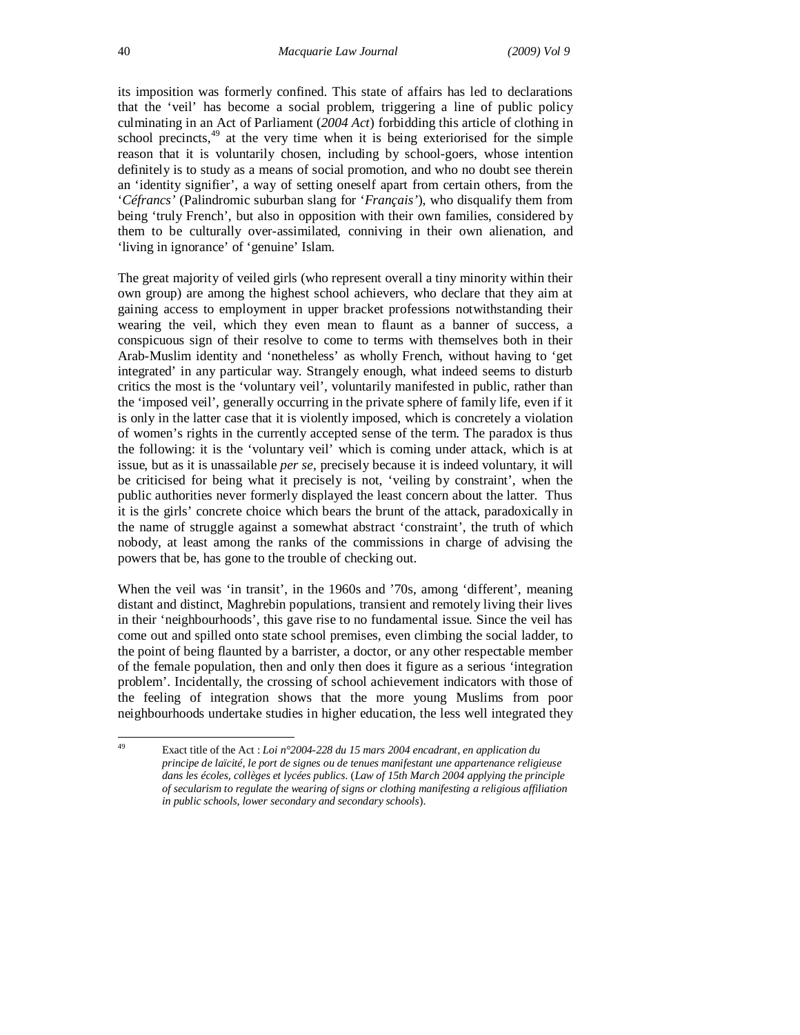its imposition was formerly confined. This state of affairs has led to declarations that the 'veil' has become a social problem, triggering a line of public policy culminating in an Act of Parliament (*2004 Act*) forbidding this article of clothing in school precincts,[49] at the very time when it is being exteriorised for the simple reason that it is voluntarily chosen, including by school-goers, whose intention definitely is to study as a means of social promotion, and who no doubt see therein an 'identity signifier', a way of setting oneself apart from certain others, from the '*Céfrancs'* (Palindromic suburban slang for '*Français'*), who disqualify them from being 'truly French', but also in opposition with their own families, considered by them to be culturally over-assimilated, conniving in their own alienation, and 'living in ignorance' of 'genuine' Islam.

The great majority of veiled girls (who represent overall a tiny minority within their own group) are among the highest school achievers, who declare that they aim at gaining access to employment in upper bracket professions notwithstanding their wearing the veil, which they even mean to flaunt as a banner of success, a conspicuous sign of their resolve to come to terms with themselves both in their Arab-Muslim identity and 'nonetheless' as wholly French, without having to 'get integrated' in any particular way. Strangely enough, what indeed seems to disturb critics the most is the 'voluntary veil', voluntarily manifested in public, rather than the 'imposed veil', generally occurring in the private sphere of family life, even if it is only in the latter case that it is violently imposed, which is concretely a violation of women's rights in the currently accepted sense of the term. The paradox is thus the following: it is the 'voluntary veil' which is coming under attack, which is at issue, but as it is unassailable *per se*, precisely because it is indeed voluntary, it will be criticised for being what it precisely is not, 'veiling by constraint', when the public authorities never formerly displayed the least concern about the latter. Thus it is the girls' concrete choice which bears the brunt of the attack, paradoxically in the name of struggle against a somewhat abstract 'constraint', the truth of which nobody, at least among the ranks of the commissions in charge of advising the powers that be, has gone to the trouble of checking out.

When the veil was 'in transit', in the 1960s and '70s, among 'different', meaning distant and distinct, Maghrebin populations, transient and remotely living their lives in their 'neighbourhoods', this gave rise to no fundamental issue. Since the veil has come out and spilled onto state school premises, even climbing the social ladder, to the point of being flaunted by a barrister, a doctor, or any other respectable member of the female population, then and only then does it figure as a serious 'integration problem'. Incidentally, the crossing of school achievement indicators with those of the feeling of integration shows that the more young Muslims from poor neighbourhoods undertake studies in higher education, the less well integrated they

---

[49] Exact title of the Act : *Loi n°2004-228 du 15 mars 2004 encadrant, en application du principe de laïcité, le port de signes ou de tenues manifestant une appartenance religieuse dans les écoles, collèges et lycées publics*. (*Law of 15th March 2004 applying the principle of secularism to regulate the wearing of signs or clothing manifesting a religious affiliation in public schools, lower secondary and secondary schools*).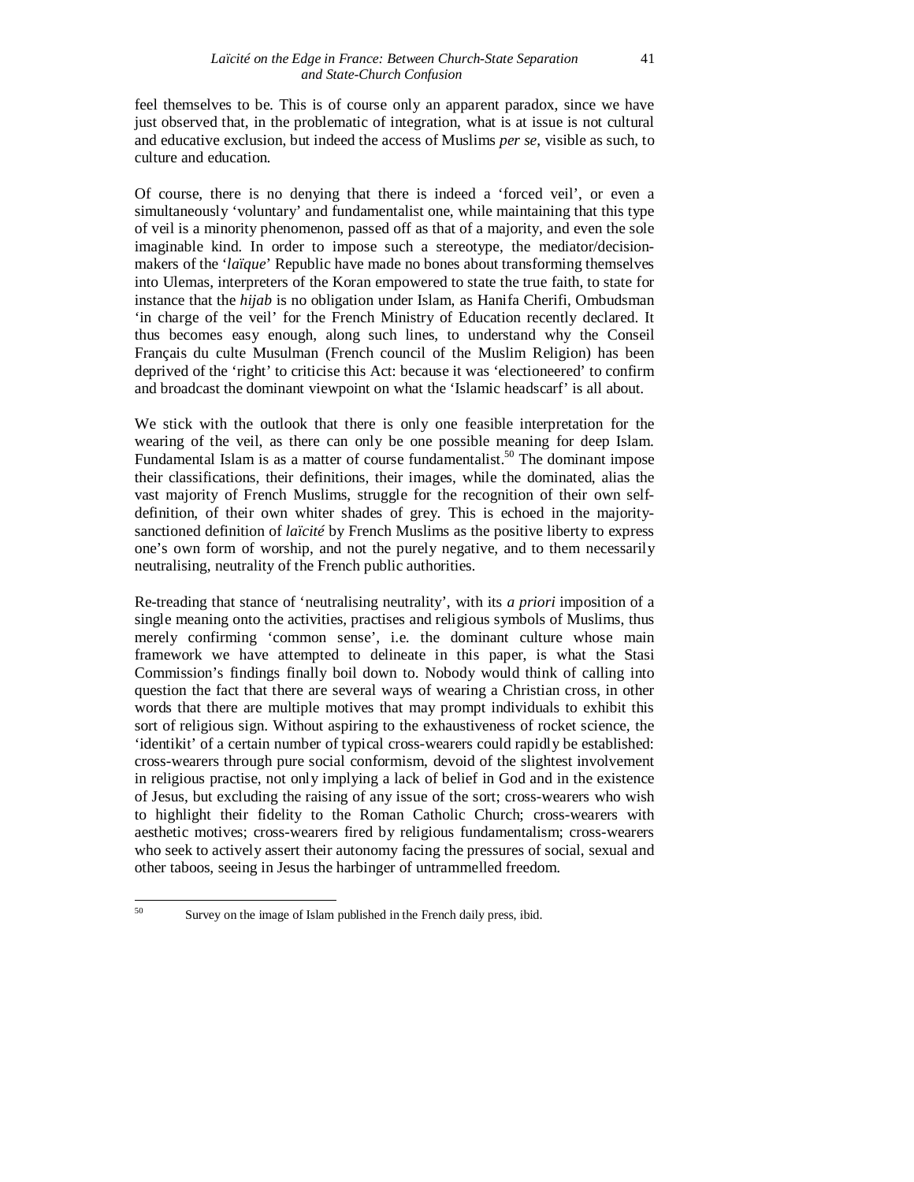feel themselves to be. This is of course only an apparent paradox, since we have just observed that, in the problematic of integration, what is at issue is not cultural and educative exclusion, but indeed the access of Muslims *per se*, visible as such, to culture and education.

Of course, there is no denying that there is indeed a 'forced veil', or even a simultaneously 'voluntary' and fundamentalist one, while maintaining that this type of veil is a minority phenomenon, passed off as that of a majority, and even the sole imaginable kind. In order to impose such a stereotype, the mediator/decision-makers of the '*laïque*' Republic have made no bones about transforming themselves into Ulemas, interpreters of the Koran empowered to state the true faith, to state for instance that the *hijab* is no obligation under Islam, as Hanifa Cherifi, Ombudsman 'in charge of the veil' for the French Ministry of Education recently declared. It thus becomes easy enough, along such lines, to understand why the Conseil Français du culte Musulman (French council of the Muslim Religion) has been deprived of the 'right' to criticise this Act: because it was 'electioneered' to confirm and broadcast the dominant viewpoint on what the 'Islamic headscarf' is all about.

We stick with the outlook that there is only one feasible interpretation for the wearing of the veil, as there can only be one possible meaning for deep Islam. Fundamental Islam is as a matter of course fundamentalist.[50] The dominant impose their classifications, their definitions, their images, while the dominated, alias the vast majority of French Muslims, struggle for the recognition of their own self-definition, of their own whiter shades of grey. This is echoed in the majority-sanctioned definition of *laïcité* by French Muslims as the positive liberty to express one's own form of worship, and not the purely negative, and to them necessarily neutralising, neutrality of the French public authorities.

Re-treading that stance of 'neutralising neutrality', with its *a priori* imposition of a single meaning onto the activities, practises and religious symbols of Muslims, thus merely confirming 'common sense', i.e. the dominant culture whose main framework we have attempted to delineate in this paper, is what the Stasi Commission's findings finally boil down to. Nobody would think of calling into question the fact that there are several ways of wearing a Christian cross, in other words that there are multiple motives that may prompt individuals to exhibit this sort of religious sign. Without aspiring to the exhaustiveness of rocket science, the 'identikit' of a certain number of typical cross-wearers could rapidly be established: cross-wearers through pure social conformism, devoid of the slightest involvement in religious practise, not only implying a lack of belief in God and in the existence of Jesus, but excluding the raising of any issue of the sort; cross-wearers who wish to highlight their fidelity to the Roman Catholic Church; cross-wearers with aesthetic motives; cross-wearers fired by religious fundamentalism; cross-wearers who seek to actively assert their autonomy facing the pressures of social, sexual and other taboos, seeing in Jesus the harbinger of untrammelled freedom.

[50] Survey on the image of Islam published in the French daily press, ibid.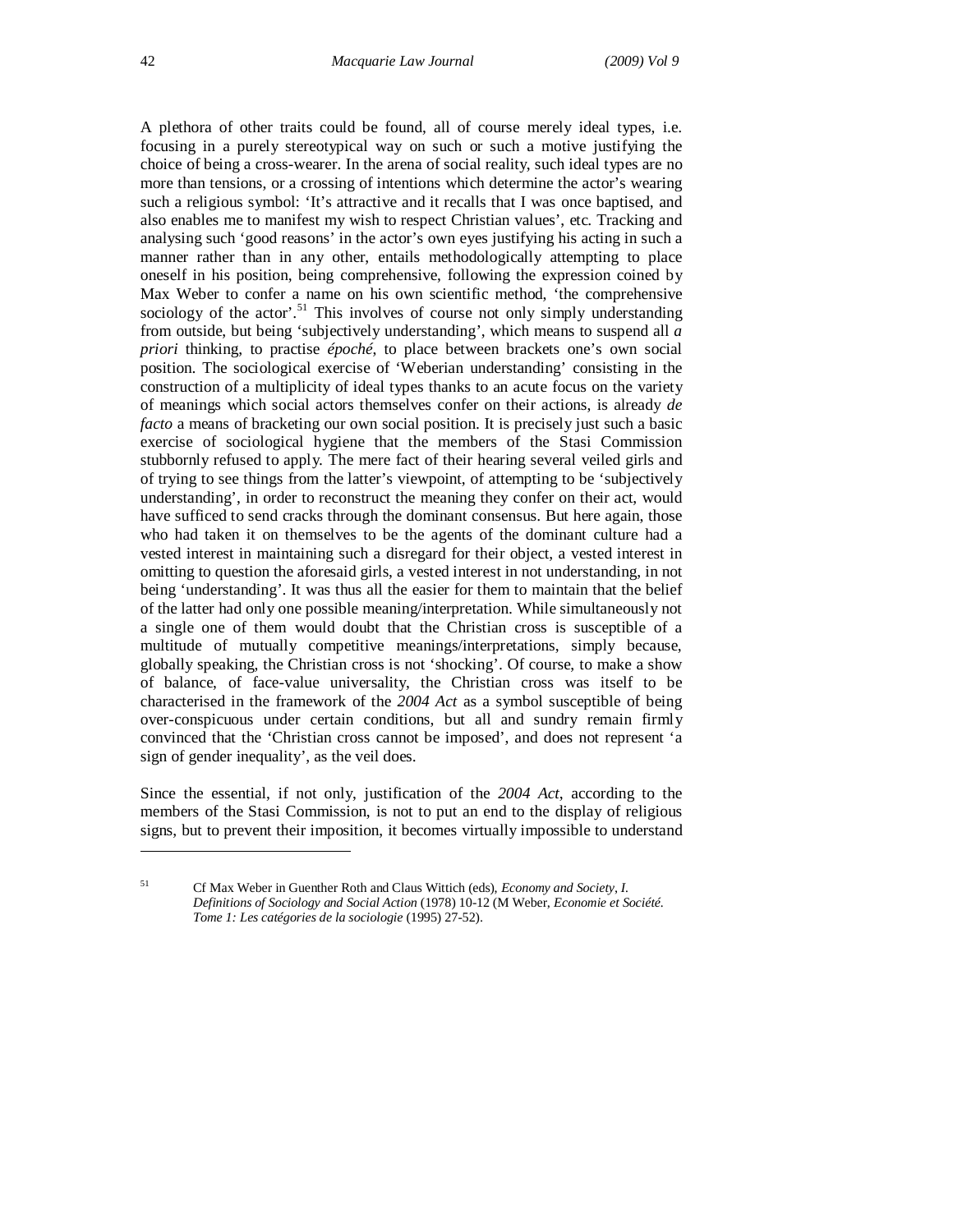A plethora of other traits could be found, all of course merely ideal types, i.e. focusing in a purely stereotypical way on such or such a motive justifying the choice of being a cross-wearer. In the arena of social reality, such ideal types are no more than tensions, or a crossing of intentions which determine the actor's wearing such a religious symbol: 'It's attractive and it recalls that I was once baptised, and also enables me to manifest my wish to respect Christian values', etc. Tracking and analysing such 'good reasons' in the actor's own eyes justifying his acting in such a manner rather than in any other, entails methodologically attempting to place oneself in his position, being comprehensive, following the expression coined by Max Weber to confer a name on his own scientific method, 'the comprehensive sociology of the actor'.[51] This involves of course not only simply understanding from outside, but being 'subjectively understanding', which means to suspend all *a priori* thinking, to practise *époché*, to place between brackets one's own social position. The sociological exercise of 'Weberian understanding' consisting in the construction of a multiplicity of ideal types thanks to an acute focus on the variety of meanings which social actors themselves confer on their actions, is already *de facto* a means of bracketing our own social position. It is precisely just such a basic exercise of sociological hygiene that the members of the Stasi Commission stubbornly refused to apply. The mere fact of their hearing several veiled girls and of trying to see things from the latter's viewpoint, of attempting to be 'subjectively understanding', in order to reconstruct the meaning they confer on their act, would have sufficed to send cracks through the dominant consensus. But here again, those who had taken it on themselves to be the agents of the dominant culture had a vested interest in maintaining such a disregard for their object, a vested interest in omitting to question the aforesaid girls, a vested interest in not understanding, in not being 'understanding'. It was thus all the easier for them to maintain that the belief of the latter had only one possible meaning/interpretation. While simultaneously not a single one of them would doubt that the Christian cross is susceptible of a multitude of mutually competitive meanings/interpretations, simply because, globally speaking, the Christian cross is not 'shocking'. Of course, to make a show of balance, of face-value universality, the Christian cross was itself to be characterised in the framework of the *2004 Act* as a symbol susceptible of being over-conspicuous under certain conditions, but all and sundry remain firmly convinced that the 'Christian cross cannot be imposed', and does not represent 'a sign of gender inequality', as the veil does.

Since the essential, if not only, justification of the *2004 Act*, according to the members of the Stasi Commission, is not to put an end to the display of religious signs, but to prevent their imposition, it becomes virtually impossible to understand

---

[51] Cf Max Weber in Guenther Roth and Claus Wittich (eds), *Economy and Society, I. Definitions of Sociology and Social Action* (1978) 10-12 (M Weber, *Economie et Société. Tome 1: Les catégories de la sociologie* (1995) 27-52).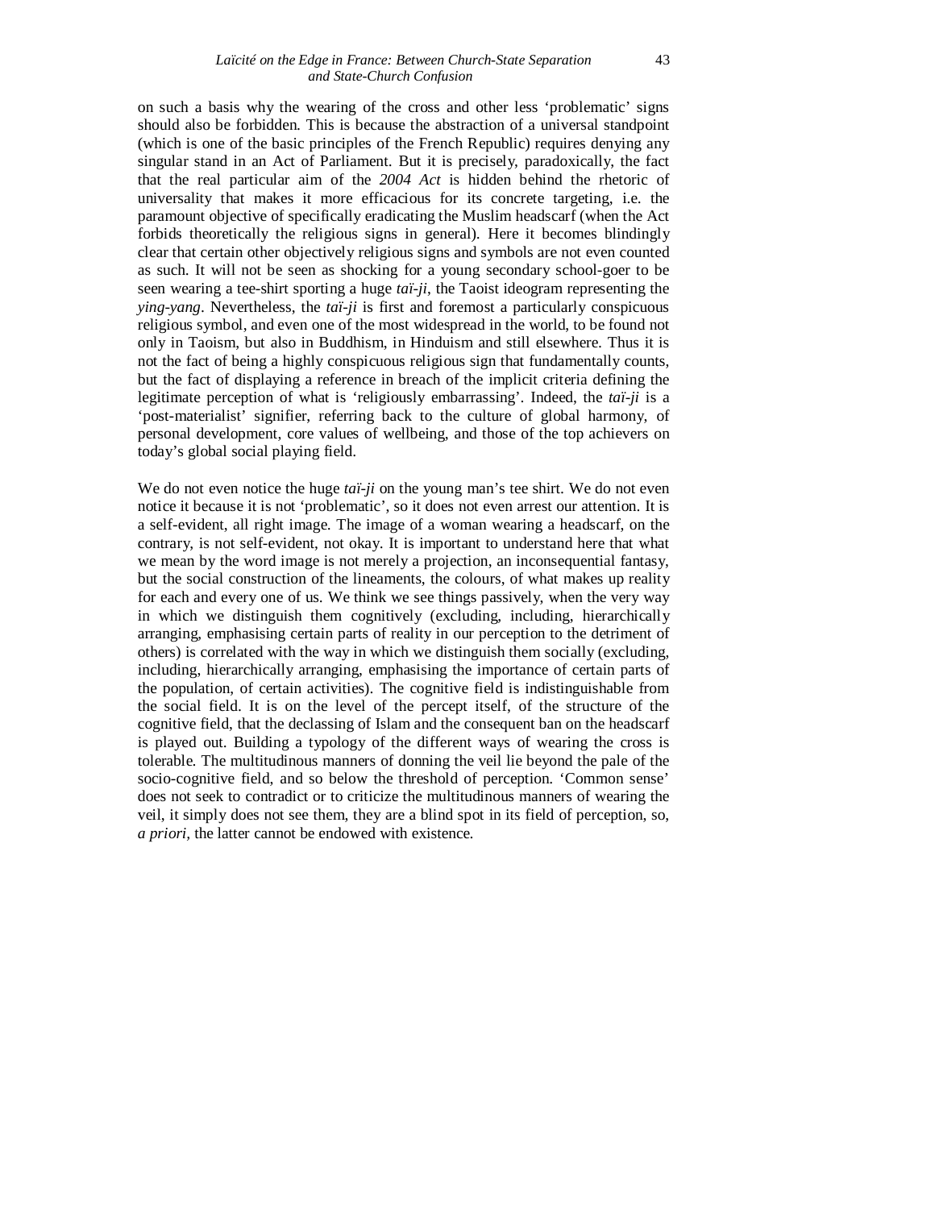on such a basis why the wearing of the cross and other less 'problematic' signs should also be forbidden. This is because the abstraction of a universal standpoint (which is one of the basic principles of the French Republic) requires denying any singular stand in an Act of Parliament. But it is precisely, paradoxically, the fact that the real particular aim of the *2004 Act* is hidden behind the rhetoric of universality that makes it more efficacious for its concrete targeting, i.e. the paramount objective of specifically eradicating the Muslim headscarf (when the Act forbids theoretically the religious signs in general). Here it becomes blindingly clear that certain other objectively religious signs and symbols are not even counted as such. It will not be seen as shocking for a young secondary school-goer to be seen wearing a tee-shirt sporting a huge *taï-ji*, the Taoist ideogram representing the *ying-yang*. Nevertheless, the *taï-ji* is first and foremost a particularly conspicuous religious symbol, and even one of the most widespread in the world, to be found not only in Taoism, but also in Buddhism, in Hinduism and still elsewhere. Thus it is not the fact of being a highly conspicuous religious sign that fundamentally counts, but the fact of displaying a reference in breach of the implicit criteria defining the legitimate perception of what is 'religiously embarrassing'. Indeed, the *taï-ji* is a 'post-materialist' signifier, referring back to the culture of global harmony, of personal development, core values of wellbeing, and those of the top achievers on today's global social playing field.

We do not even notice the huge *taï-ji* on the young man's tee shirt. We do not even notice it because it is not 'problematic', so it does not even arrest our attention. It is a self-evident, all right image. The image of a woman wearing a headscarf, on the contrary, is not self-evident, not okay. It is important to understand here that what we mean by the word image is not merely a projection, an inconsequential fantasy, but the social construction of the lineaments, the colours, of what makes up reality for each and every one of us. We think we see things passively, when the very way in which we distinguish them cognitively (excluding, including, hierarchically arranging, emphasising certain parts of reality in our perception to the detriment of others) is correlated with the way in which we distinguish them socially (excluding, including, hierarchically arranging, emphasising the importance of certain parts of the population, of certain activities). The cognitive field is indistinguishable from the social field. It is on the level of the percept itself, of the structure of the cognitive field, that the declassing of Islam and the consequent ban on the headscarf is played out. Building a typology of the different ways of wearing the cross is tolerable. The multitudinous manners of donning the veil lie beyond the pale of the socio-cognitive field, and so below the threshold of perception. 'Common sense' does not seek to contradict or to criticize the multitudinous manners of wearing the veil, it simply does not see them, they are a blind spot in its field of perception, so, *a priori*, the latter cannot be endowed with existence.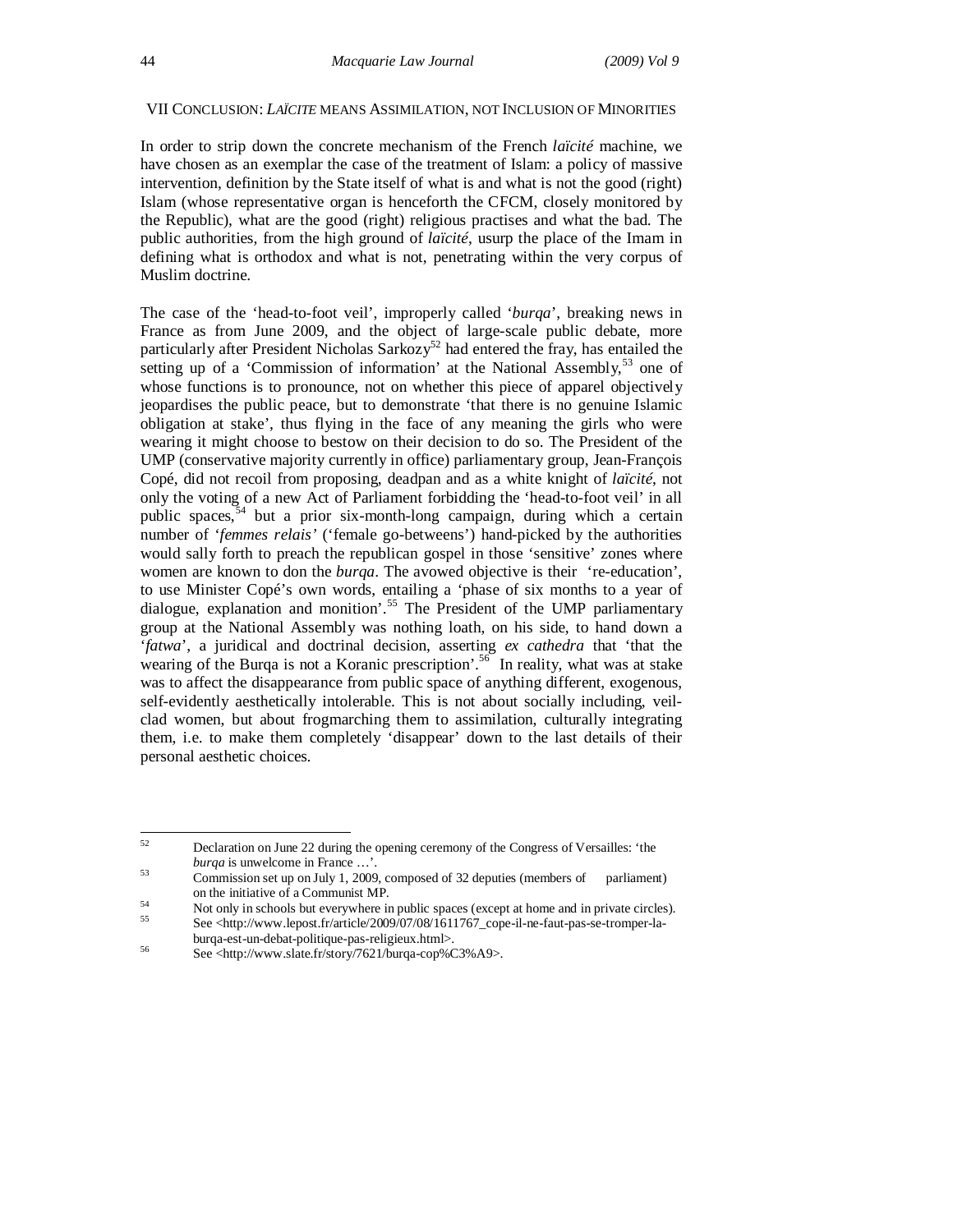## VII CONCLUSION: *LAÏCITE* MEANS ASSIMILATION, NOT INCLUSION OF MINORITIES

In order to strip down the concrete mechanism of the French *laïcité* machine, we have chosen as an exemplar the case of the treatment of Islam: a policy of massive intervention, definition by the State itself of what is and what is not the good (right) Islam (whose representative organ is henceforth the CFCM, closely monitored by the Republic), what are the good (right) religious practises and what the bad. The public authorities, from the high ground of *laïcité*, usurp the place of the Imam in defining what is orthodox and what is not, penetrating within the very corpus of Muslim doctrine.

The case of the 'head-to-foot veil', improperly called '*burqa*', breaking news in France as from June 2009, and the object of large-scale public debate, more particularly after President Nicholas Sarkozy[52] had entered the fray, has entailed the setting up of a 'Commission of information' at the National Assembly,[53] one of whose functions is to pronounce, not on whether this piece of apparel objectively jeopardises the public peace, but to demonstrate 'that there is no genuine Islamic obligation at stake', thus flying in the face of any meaning the girls who were wearing it might choose to bestow on their decision to do so. The President of the UMP (conservative majority currently in office) parliamentary group, Jean-François Copé, did not recoil from proposing, deadpan and as a white knight of *laïcité*, not only the voting of a new Act of Parliament forbidding the 'head-to-foot veil' in all public spaces,[54] but a prior six-month-long campaign, during which a certain number of '*femmes relais'* ('female go-betweens') hand-picked by the authorities would sally forth to preach the republican gospel in those 'sensitive' zones where women are known to don the *burqa*. The avowed objective is their 're-education', to use Minister Copé's own words, entailing a 'phase of six months to a year of dialogue, explanation and monition'.[55] The President of the UMP parliamentary group at the National Assembly was nothing loath, on his side, to hand down a '*fatwa*', a juridical and doctrinal decision, asserting *ex cathedra* that 'that the wearing of the Burqa is not a Koranic prescription'.[56] In reality, what was at stake was to affect the disappearance from public space of anything different, exogenous, self-evidently aesthetically intolerable. This is not about socially including, veil-clad women, but about frogmarching them to assimilation, culturally integrating them, i.e. to make them completely 'disappear' down to the last details of their personal aesthetic choices.

---

[52] Declaration on June 22 during the opening ceremony of the Congress of Versailles: 'the *burqa* is unwelcome in France …'.

[53] Commission set up on July 1, 2009, composed of 32 deputies (members of parliament) on the initiative of a Communist MP.

[54] Not only in schools but everywhere in public spaces (except at home and in private circles).

[55] See <http://www.lepost.fr/article/2009/07/08/1611767_cope-il-ne-faut-pas-se-tromper-la-burqa-est-un-debat-politique-pas-religieux.html>.

[56] See <http://www.slate.fr/story/7621/burqa-cop%C3%A9>.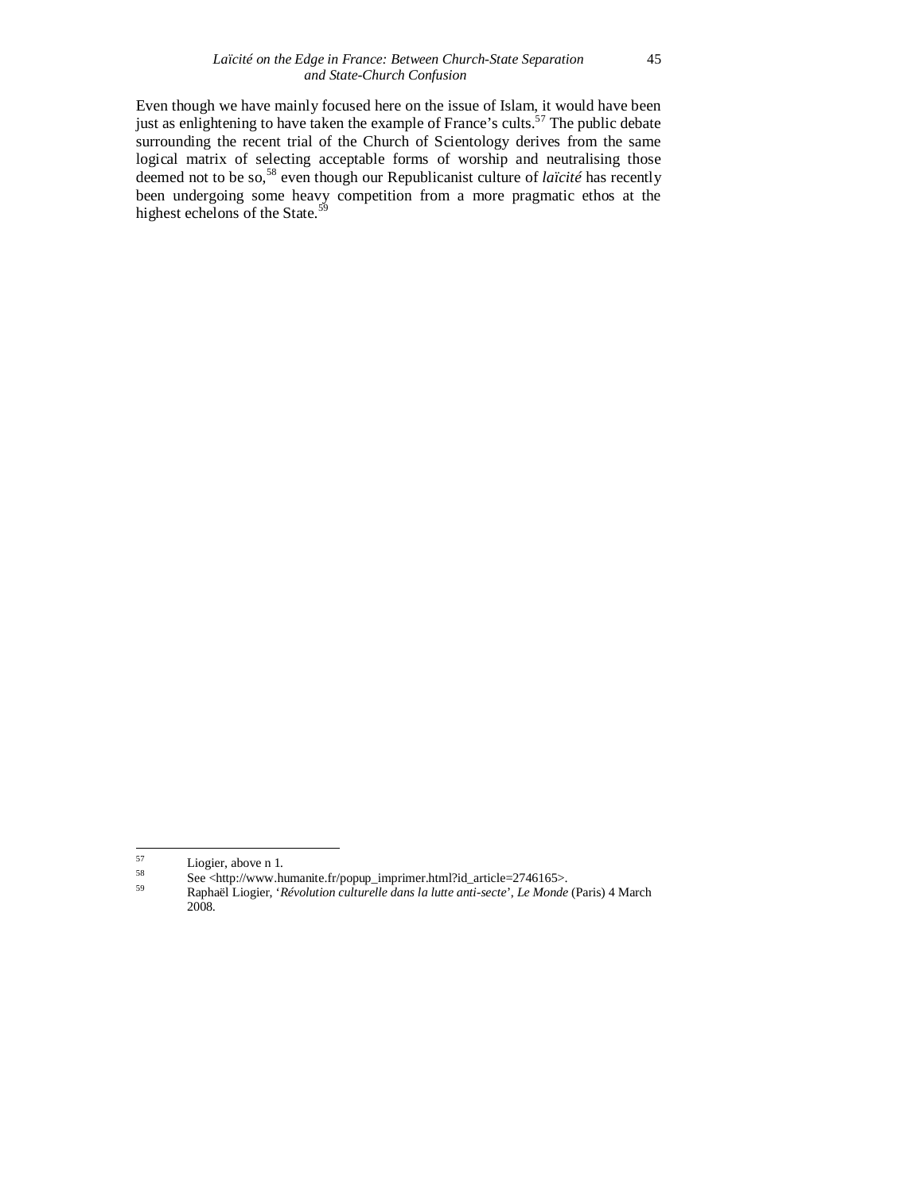Even though we have mainly focused here on the issue of Islam, it would have been just as enlightening to have taken the example of France's cults.[57] The public debate surrounding the recent trial of the Church of Scientology derives from the same logical matrix of selecting acceptable forms of worship and neutralising those deemed not to be so,[58] even though our Republicanist culture of *laïcité* has recently been undergoing some heavy competition from a more pragmatic ethos at the highest echelons of the State.[59]

---

[57] Liogier, above n 1.

[58] See <http://www.humanite.fr/popup_imprimer.html?id_article=2746165>.

[59] Raphaël Liogier, '*Révolution culturelle dans la lutte anti-secte*', *Le Monde* (Paris) 4 March 2008.